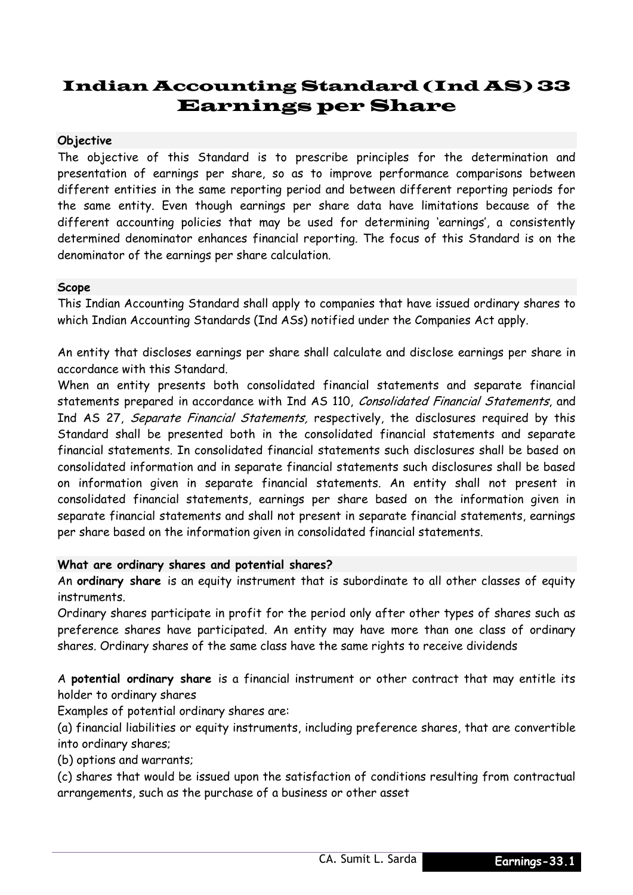# Indian Accounting Standard (Ind AS) 33
# Earnings per Share

### Objective

The objective of this Standard is to prescribe principles for the determination and presentation of earnings per share, so as to improve performance comparisons between different entities in the same reporting period and between different reporting periods for the same entity. Even though earnings per share data have limitations because of the different accounting policies that may be used for determining 'earnings', a consistently determined denominator enhances financial reporting. The focus of this Standard is on the denominator of the earnings per share calculation.

### Scope

This Indian Accounting Standard shall apply to companies that have issued ordinary shares to which Indian Accounting Standards (Ind ASs) notified under the Companies Act apply.

An entity that discloses earnings per share shall calculate and disclose earnings per share in accordance with this Standard.

When an entity presents both consolidated financial statements and separate financial statements prepared in accordance with Ind AS 110, *Consolidated Financial Statements*, and Ind AS 27, *Separate Financial Statements,* respectively, the disclosures required by this Standard shall be presented both in the consolidated financial statements and separate financial statements. In consolidated financial statements such disclosures shall be based on consolidated information and in separate financial statements such disclosures shall be based on information given in separate financial statements. An entity shall not present in consolidated financial statements, earnings per share based on the information given in separate financial statements and shall not present in separate financial statements, earnings per share based on the information given in consolidated financial statements.

### What are ordinary shares and potential shares?

An **ordinary share** is an equity instrument that is subordinate to all other classes of equity instruments.

Ordinary shares participate in profit for the period only after other types of shares such as preference shares have participated. An entity may have more than one class of ordinary shares. Ordinary shares of the same class have the same rights to receive dividends

A **potential ordinary share** is a financial instrument or other contract that may entitle its holder to ordinary shares

Examples of potential ordinary shares are:

(a) financial liabilities or equity instruments, including preference shares, that are convertible into ordinary shares;

(b) options and warrants;

(c) shares that would be issued upon the satisfaction of conditions resulting from contractual arrangements, such as the purchase of a business or other asset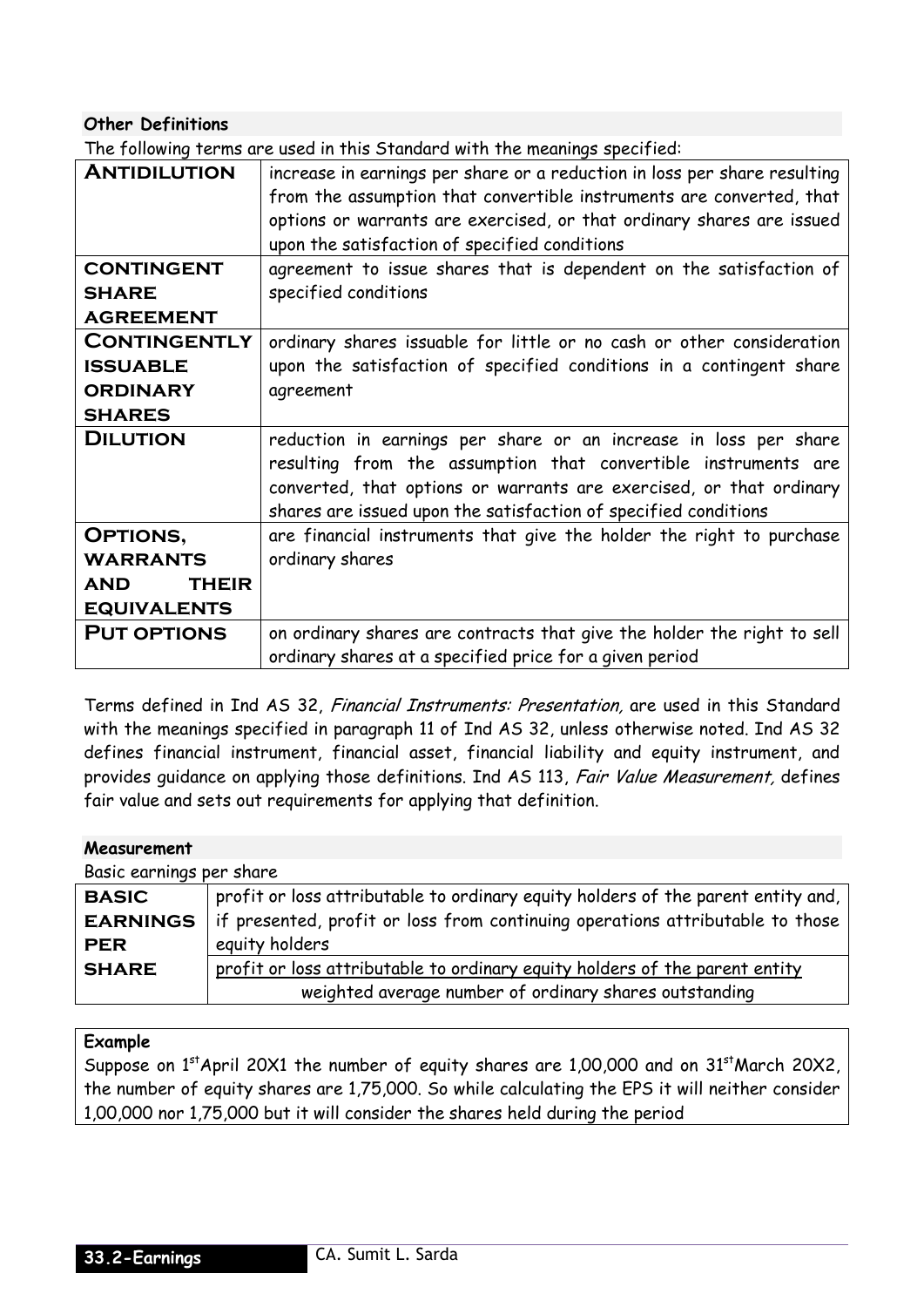**Other Definitions**

The following terms are used in this Standard with the meanings specified:

| | |
|---|---|
| **ANTIDILUTION** | increase in earnings per share or a reduction in loss per share resulting from the assumption that convertible instruments are converted, that options or warrants are exercised, or that ordinary shares are issued upon the satisfaction of specified conditions |
| **CONTINGENT SHARE AGREEMENT** | agreement to issue shares that is dependent on the satisfaction of specified conditions |
| **CONTINGENTLY ISSUABLE ORDINARY SHARES** | ordinary shares issuable for little or no cash or other consideration upon the satisfaction of specified conditions in a contingent share agreement |
| **DILUTION** | reduction in earnings per share or an increase in loss per share resulting from the assumption that convertible instruments are converted, that options or warrants are exercised, or that ordinary shares are issued upon the satisfaction of specified conditions |
| **OPTIONS, WARRANTS AND THEIR EQUIVALENTS** | are financial instruments that give the holder the right to purchase ordinary shares |
| **PUT OPTIONS** | on ordinary shares are contracts that give the holder the right to sell ordinary shares at a specified price for a given period |

Terms defined in Ind AS 32, *Financial Instruments: Presentation,* are used in this Standard with the meanings specified in paragraph 11 of Ind AS 32, unless otherwise noted. Ind AS 32 defines financial instrument, financial asset, financial liability and equity instrument, and provides guidance on applying those definitions. Ind AS 113, *Fair Value Measurement,* defines fair value and sets out requirements for applying that definition.

**Measurement**

Basic earnings per share

| | |
|---|---|
| **BASIC EARNINGS PER SHARE** | profit or loss attributable to ordinary equity holders of the parent entity and, if presented, profit or loss from continuing operations attributable to those equity holders |
| | $\dfrac{\text{profit or loss attributable to ordinary equity holders of the parent entity}}{\text{weighted average number of ordinary shares outstanding}}$ |

**Example**

Suppose on 1st April 20X1 the number of equity shares are 1,00,000 and on 31st March 20X2, the number of equity shares are 1,75,000. So while calculating the EPS it will neither consider 1,00,000 nor 1,75,000 but it will consider the shares held during the period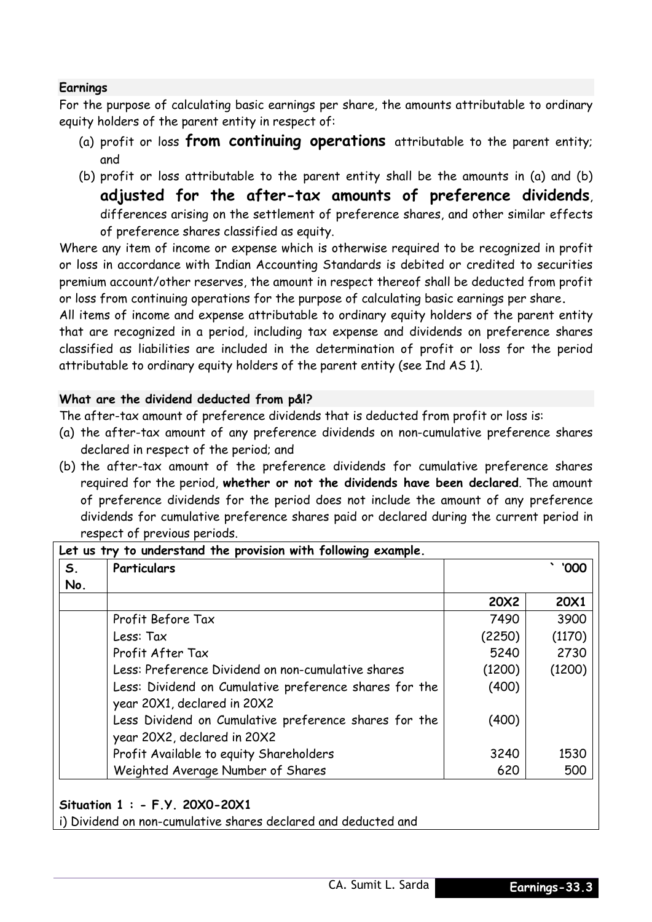### Earnings

For the purpose of calculating basic earnings per share, the amounts attributable to ordinary equity holders of the parent entity in respect of:

(a) profit or loss **from continuing operations** attributable to the parent entity; and

(b) profit or loss attributable to the parent entity shall be the amounts in (a) and (b) **adjusted for the after-tax amounts of preference dividends**, differences arising on the settlement of preference shares, and other similar effects of preference shares classified as equity.

Where any item of income or expense which is otherwise required to be recognized in profit or loss in accordance with Indian Accounting Standards is debited or credited to securities premium account/other reserves, the amount in respect thereof shall be deducted from profit or loss from continuing operations for the purpose of calculating basic earnings per share**.**

All items of income and expense attributable to ordinary equity holders of the parent entity that are recognized in a period, including tax expense and dividends on preference shares classified as liabilities are included in the determination of profit or loss for the period attributable to ordinary equity holders of the parent entity (see Ind AS 1).

### What are the dividend deducted from p&l?

The after-tax amount of preference dividends that is deducted from profit or loss is:

(a) the after-tax amount of any preference dividends on non-cumulative preference shares declared in respect of the period; and

(b) the after-tax amount of the preference dividends for cumulative preference shares required for the period, **whether or not the dividends have been declared**. The amount of preference dividends for the period does not include the amount of any preference dividends for cumulative preference shares paid or declared during the current period in respect of previous periods.

**Let us try to understand the provision with following example.**

| S. No. | Particulars | ` '000 | |
|---|---|---|---|
| | | **20X2** | **20X1** |
| | Profit Before Tax | 7490 | 3900 |
| | Less: Tax | (2250) | (1170) |
| | Profit After Tax | 5240 | 2730 |
| | Less: Preference Dividend on non-cumulative shares | (1200) | (1200) |
| | Less: Dividend on Cumulative preference shares for the year 20X1, declared in 20X2 | (400) | |
| | Less Dividend on Cumulative preference shares for the year 20X2, declared in 20X2 | (400) | |
| | Profit Available to equity Shareholders | 3240 | 1530 |
| | Weighted Average Number of Shares | 620 | 500 |

**Situation 1 : - F.Y. 20X0-20X1**

i) Dividend on non-cumulative shares declared and deducted and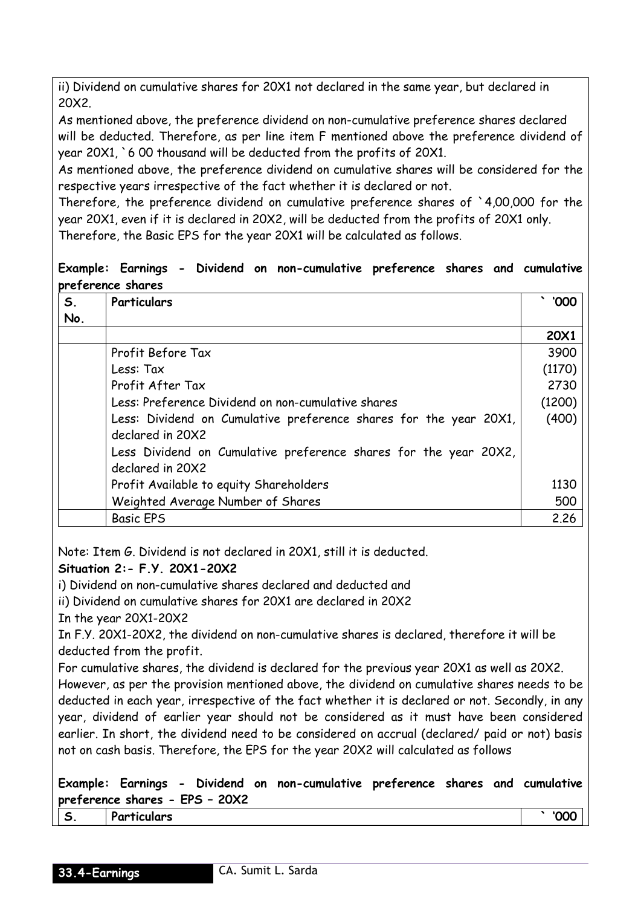ii) Dividend on cumulative shares for 20X1 not declared in the same year, but declared in 20X2.

As mentioned above, the preference dividend on non-cumulative preference shares declared will be deducted. Therefore, as per line item F mentioned above the preference dividend of year 20X1, `6 00 thousand will be deducted from the profits of 20X1.

As mentioned above, the preference dividend on cumulative shares will be considered for the respective years irrespective of the fact whether it is declared or not.

Therefore, the preference dividend on cumulative preference shares of `4,00,000 for the year 20X1, even if it is declared in 20X2, will be deducted from the profits of 20X1 only.

Therefore, the Basic EPS for the year 20X1 will be calculated as follows.

**Example: Earnings - Dividend on non-cumulative preference shares and cumulative preference shares**

| S. No. | Particulars | ` '000 |
|---|---|---|
| | | **20X1** |
| | Profit Before Tax | 3900 |
| | Less: Tax | (1170) |
| | Profit After Tax | 2730 |
| | Less: Preference Dividend on non-cumulative shares | (1200) |
| | Less: Dividend on Cumulative preference shares for the year 20X1, declared in 20X2 | (400) |
| | Less Dividend on Cumulative preference shares for the year 20X2, declared in 20X2 | |
| | Profit Available to equity Shareholders | 1130 |
| | Weighted Average Number of Shares | 500 |
| | Basic EPS | 2.26 |

Note: Item G. Dividend is not declared in 20X1, still it is deducted.

**Situation 2:- F.Y. 20X1-20X2**

i) Dividend on non-cumulative shares declared and deducted and

ii) Dividend on cumulative shares for 20X1 are declared in 20X2

In the year 20X1-20X2

In F.Y. 20X1-20X2, the dividend on non-cumulative shares is declared, therefore it will be deducted from the profit.

For cumulative shares, the dividend is declared for the previous year 20X1 as well as 20X2. However, as per the provision mentioned above, the dividend on cumulative shares needs to be deducted in each year, irrespective of the fact whether it is declared or not. Secondly, in any year, dividend of earlier year should not be considered as it must have been considered earlier. In short, the dividend need to be considered on accrual (declared/ paid or not) basis not on cash basis. Therefore, the EPS for the year 20X2 will calculated as follows

**Example: Earnings - Dividend on non-cumulative preference shares and cumulative preference shares - EPS – 20X2**

| S. | Particulars | ` '000 |
|---|---|---|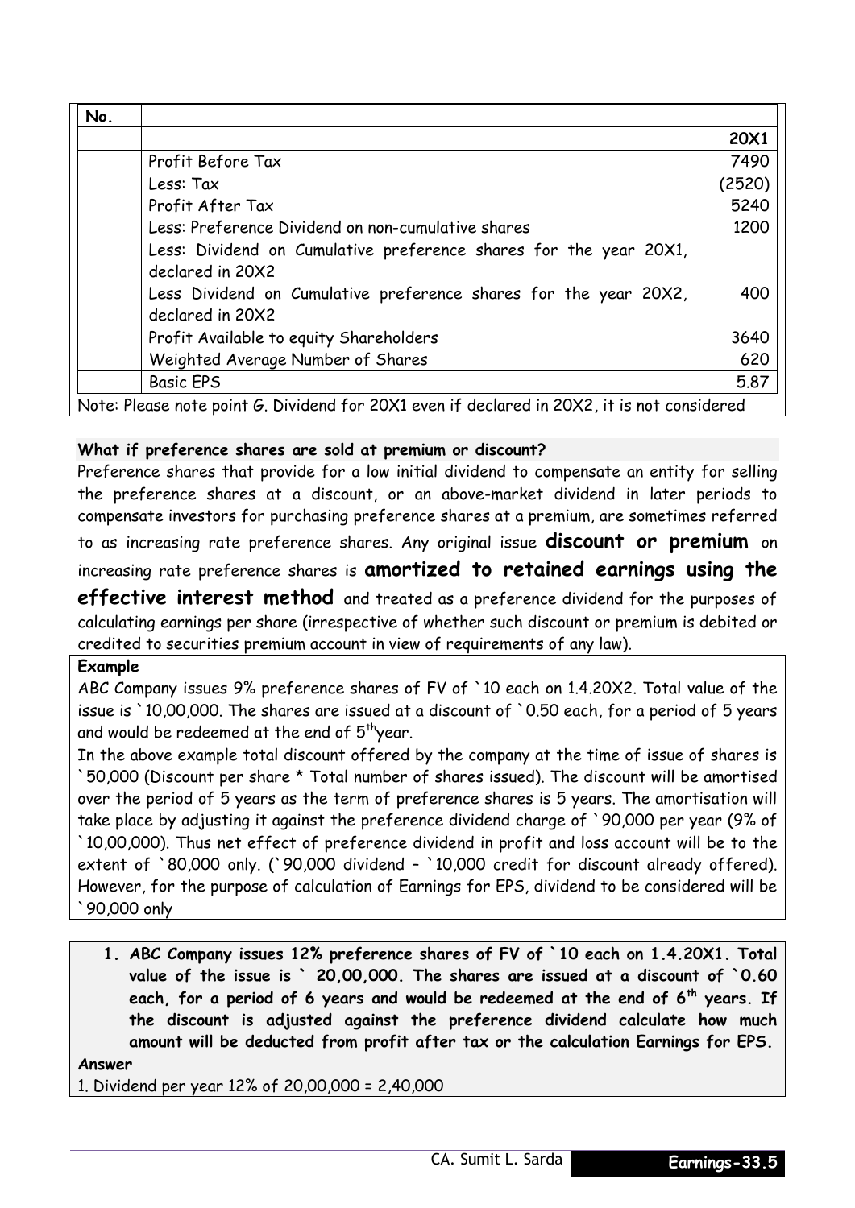| No. | | |
|---|---|---|
| | | 20X1 |
| | Profit Before Tax | 7490 |
| | Less: Tax | (2520) |
| | Profit After Tax | 5240 |
| | Less: Preference Dividend on non-cumulative shares | 1200 |
| | Less: Dividend on Cumulative preference shares for the year 20X1, declared in 20X2 | |
| | Less Dividend on Cumulative preference shares for the year 20X2, declared in 20X2 | 400 |
| | Profit Available to equity Shareholders | 3640 |
| | Weighted Average Number of Shares | 620 |
| | Basic EPS | 5.87 |

Note: Please note point G. Dividend for 20X1 even if declared in 20X2, it is not considered

**What if preference shares are sold at premium or discount?**

Preference shares that provide for a low initial dividend to compensate an entity for selling the preference shares at a discount, or an above-market dividend in later periods to compensate investors for purchasing preference shares at a premium, are sometimes referred to as increasing rate preference shares. Any original issue **discount or premium** on increasing rate preference shares is **amortized to retained earnings using the effective interest method** and treated as a preference dividend for the purposes of calculating earnings per share (irrespective of whether such discount or premium is debited or credited to securities premium account in view of requirements of any law).

**Example**

ABC Company issues 9% preference shares of FV of `10 each on 1.4.20X2. Total value of the issue is `10,00,000. The shares are issued at a discount of `0.50 each, for a period of 5 years and would be redeemed at the end of 5th year.

In the above example total discount offered by the company at the time of issue of shares is `50,000 (Discount per share * Total number of shares issued). The discount will be amortised over the period of 5 years as the term of preference shares is 5 years. The amortisation will take place by adjusting it against the preference dividend charge of `90,000 per year (9% of `10,00,000). Thus net effect of preference dividend in profit and loss account will be to the extent of `80,000 only. (`90,000 dividend – `10,000 credit for discount already offered). However, for the purpose of calculation of Earnings for EPS, dividend to be considered will be `90,000 only

1. **ABC Company issues 12% preference shares of FV of `10 each on 1.4.20X1. Total value of the issue is ` 20,00,000. The shares are issued at a discount of `0.60 each, for a period of 6 years and would be redeemed at the end of 6th years. If the discount is adjusted against the preference dividend calculate how much amount will be deducted from profit after tax or the calculation Earnings for EPS.**

**Answer**

1. Dividend per year 12% of 20,00,000 = 2,40,000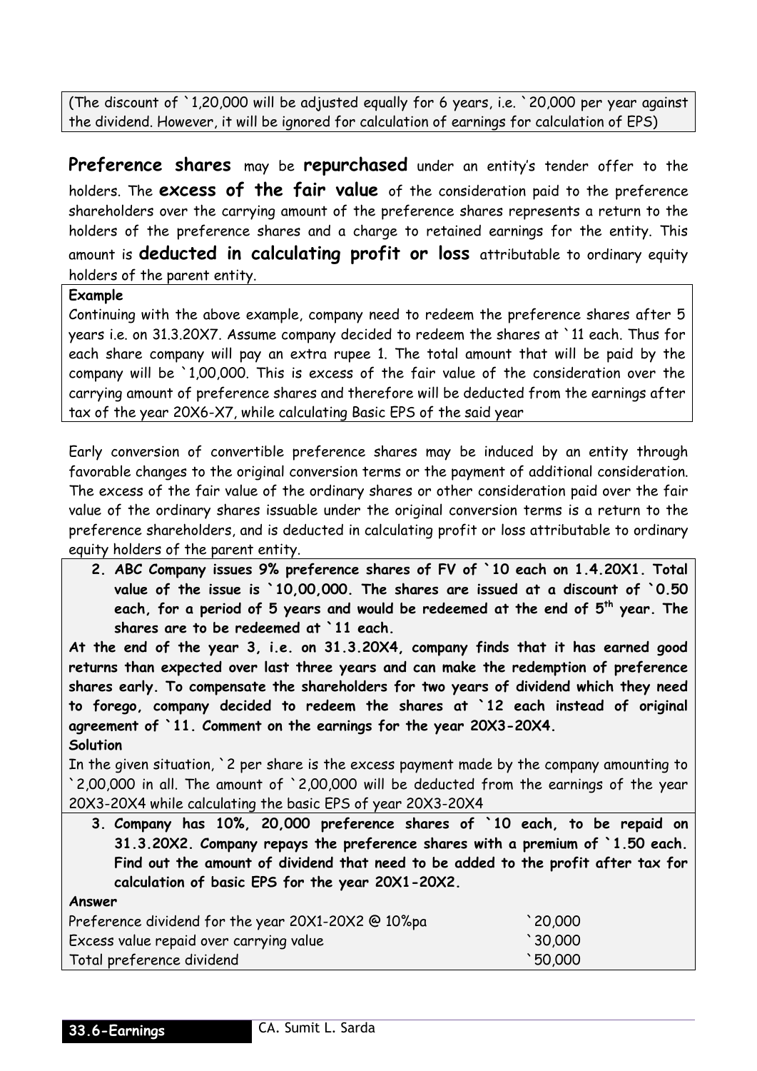(The discount of `1,20,000 will be adjusted equally for 6 years, i.e. `20,000 per year against the dividend. However, it will be ignored for calculation of earnings for calculation of EPS)

**Preference shares** may be **repurchased** under an entity's tender offer to the holders. The **excess of the fair value** of the consideration paid to the preference shareholders over the carrying amount of the preference shares represents a return to the holders of the preference shares and a charge to retained earnings for the entity. This amount is **deducted in calculating profit or loss** attributable to ordinary equity holders of the parent entity.

**Example**

Continuing with the above example, company need to redeem the preference shares after 5 years i.e. on 31.3.20X7. Assume company decided to redeem the shares at `11 each. Thus for each share company will pay an extra rupee 1. The total amount that will be paid by the company will be `1,00,000. This is excess of the fair value of the consideration over the carrying amount of preference shares and therefore will be deducted from the earnings after tax of the year 20X6-X7, while calculating Basic EPS of the said year

Early conversion of convertible preference shares may be induced by an entity through favorable changes to the original conversion terms or the payment of additional consideration. The excess of the fair value of the ordinary shares or other consideration paid over the fair value of the ordinary shares issuable under the original conversion terms is a return to the preference shareholders, and is deducted in calculating profit or loss attributable to ordinary equity holders of the parent entity.

**2. ABC Company issues 9% preference shares of FV of `10 each on 1.4.20X1. Total value of the issue is `10,00,000. The shares are issued at a discount of `0.50 each, for a period of 5 years and would be redeemed at the end of 5th year. The shares are to be redeemed at `11 each.**

**At the end of the year 3, i.e. on 31.3.20X4, company finds that it has earned good returns than expected over last three years and can make the redemption of preference shares early. To compensate the shareholders for two years of dividend which they need to forego, company decided to redeem the shares at `12 each instead of original agreement of `11. Comment on the earnings for the year 20X3-20X4.**

**Solution**

In the given situation, `2 per share is the excess payment made by the company amounting to `2,00,000 in all. The amount of `2,00,000 will be deducted from the earnings of the year 20X3-20X4 while calculating the basic EPS of year 20X3-20X4

**3. Company has 10%, 20,000 preference shares of `10 each, to be repaid on 31.3.20X2. Company repays the preference shares with a premium of `1.50 each. Find out the amount of dividend that need to be added to the profit after tax for calculation of basic EPS for the year 20X1-20X2.**

**Answer**

| | |
|---|---|
| Preference dividend for the year 20X1-20X2 @ 10%pa | `20,000 |
| Excess value repaid over carrying value | `30,000 |
| Total preference dividend | `50,000 |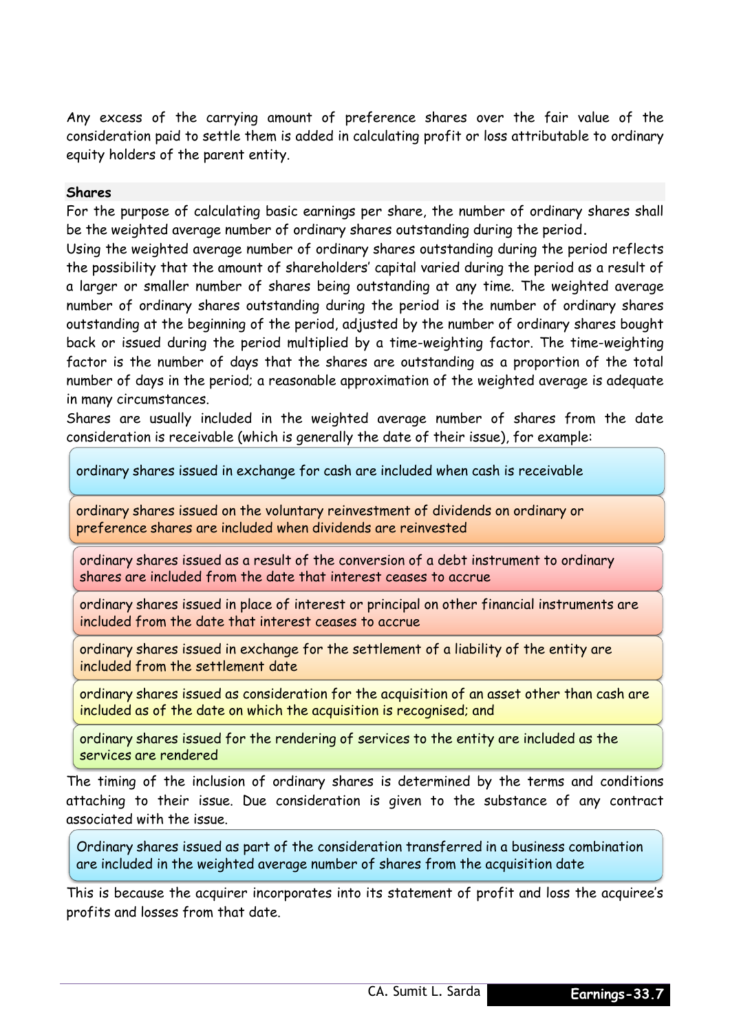Any excess of the carrying amount of preference shares over the fair value of the consideration paid to settle them is added in calculating profit or loss attributable to ordinary equity holders of the parent entity.

### Shares

For the purpose of calculating basic earnings per share, the number of ordinary shares shall be the weighted average number of ordinary shares outstanding during the period.

Using the weighted average number of ordinary shares outstanding during the period reflects the possibility that the amount of shareholders' capital varied during the period as a result of a larger or smaller number of shares being outstanding at any time. The weighted average number of ordinary shares outstanding during the period is the number of ordinary shares outstanding at the beginning of the period, adjusted by the number of ordinary shares bought back or issued during the period multiplied by a time-weighting factor. The time-weighting factor is the number of days that the shares are outstanding as a proportion of the total number of days in the period; a reasonable approximation of the weighted average is adequate in many circumstances.

Shares are usually included in the weighted average number of shares from the date consideration is receivable (which is generally the date of their issue), for example:

- ordinary shares issued in exchange for cash are included when cash is receivable
- ordinary shares issued on the voluntary reinvestment of dividends on ordinary or preference shares are included when dividends are reinvested
- ordinary shares issued as a result of the conversion of a debt instrument to ordinary shares are included from the date that interest ceases to accrue
- ordinary shares issued in place of interest or principal on other financial instruments are included from the date that interest ceases to accrue
- ordinary shares issued in exchange for the settlement of a liability of the entity are included from the settlement date
- ordinary shares issued as consideration for the acquisition of an asset other than cash are included as of the date on which the acquisition is recognised; and
- ordinary shares issued for the rendering of services to the entity are included as the services are rendered

The timing of the inclusion of ordinary shares is determined by the terms and conditions attaching to their issue. Due consideration is given to the substance of any contract associated with the issue.

- Ordinary shares issued as part of the consideration transferred in a business combination are included in the weighted average number of shares from the acquisition date

This is because the acquirer incorporates into its statement of profit and loss the acquiree's profits and losses from that date.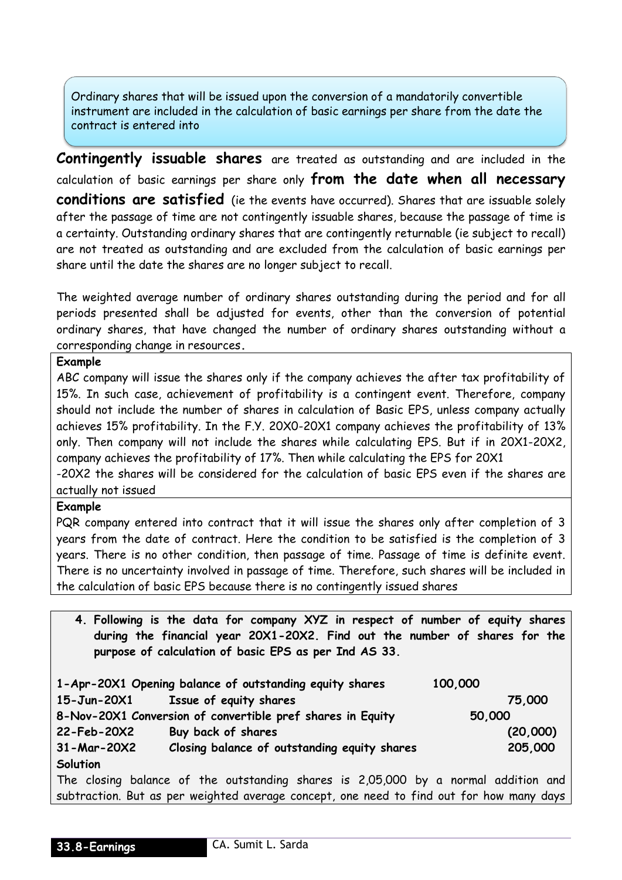Ordinary shares that will be issued upon the conversion of a mandatorily convertible instrument are included in the calculation of basic earnings per share from the date the contract is entered into

**Contingently issuable shares** are treated as outstanding and are included in the calculation of basic earnings per share only **from the date when all necessary conditions are satisfied** (ie the events have occurred). Shares that are issuable solely after the passage of time are not contingently issuable shares, because the passage of time is a certainty. Outstanding ordinary shares that are contingently returnable (ie subject to recall) are not treated as outstanding and are excluded from the calculation of basic earnings per share until the date the shares are no longer subject to recall.

The weighted average number of ordinary shares outstanding during the period and for all periods presented shall be adjusted for events, other than the conversion of potential ordinary shares, that have changed the number of ordinary shares outstanding without a corresponding change in resources.

**Example**

ABC company will issue the shares only if the company achieves the after tax profitability of 15%. In such case, achievement of profitability is a contingent event. Therefore, company should not include the number of shares in calculation of Basic EPS, unless company actually achieves 15% profitability. In the F.Y. 20X0-20X1 company achieves the profitability of 13% only. Then company will not include the shares while calculating EPS. But if in 20X1-20X2, company achieves the profitability of 17%. Then while calculating the EPS for 20X1 -20X2 the shares will be considered for the calculation of basic EPS even if the shares are actually not issued

**Example**

PQR company entered into contract that it will issue the shares only after completion of 3 years from the date of contract. Here the condition to be satisfied is the completion of 3 years. There is no other condition, then passage of time. Passage of time is definite event. There is no uncertainty involved in passage of time. Therefore, such shares will be included in the calculation of basic EPS because there is no contingently issued shares

**4. Following is the data for company XYZ in respect of number of equity shares during the financial year 20X1-20X2. Find out the number of shares for the purpose of calculation of basic EPS as per Ind AS 33.**

| Date | Particulars | Shares |
|---|---|---|
| 1-Apr-20X1 | Opening balance of outstanding equity shares | 100,000 |
| 15-Jun-20X1 | Issue of equity shares | 75,000 |
| 8-Nov-20X1 | Conversion of convertible pref shares in Equity | 50,000 |
| 22-Feb-20X2 | Buy back of shares | (20,000) |
| 31-Mar-20X2 | Closing balance of outstanding equity shares | 205,000 |

**Solution**

The closing balance of the outstanding shares is 2,05,000 by a normal addition and subtraction. But as per weighted average concept, one need to find out for how many days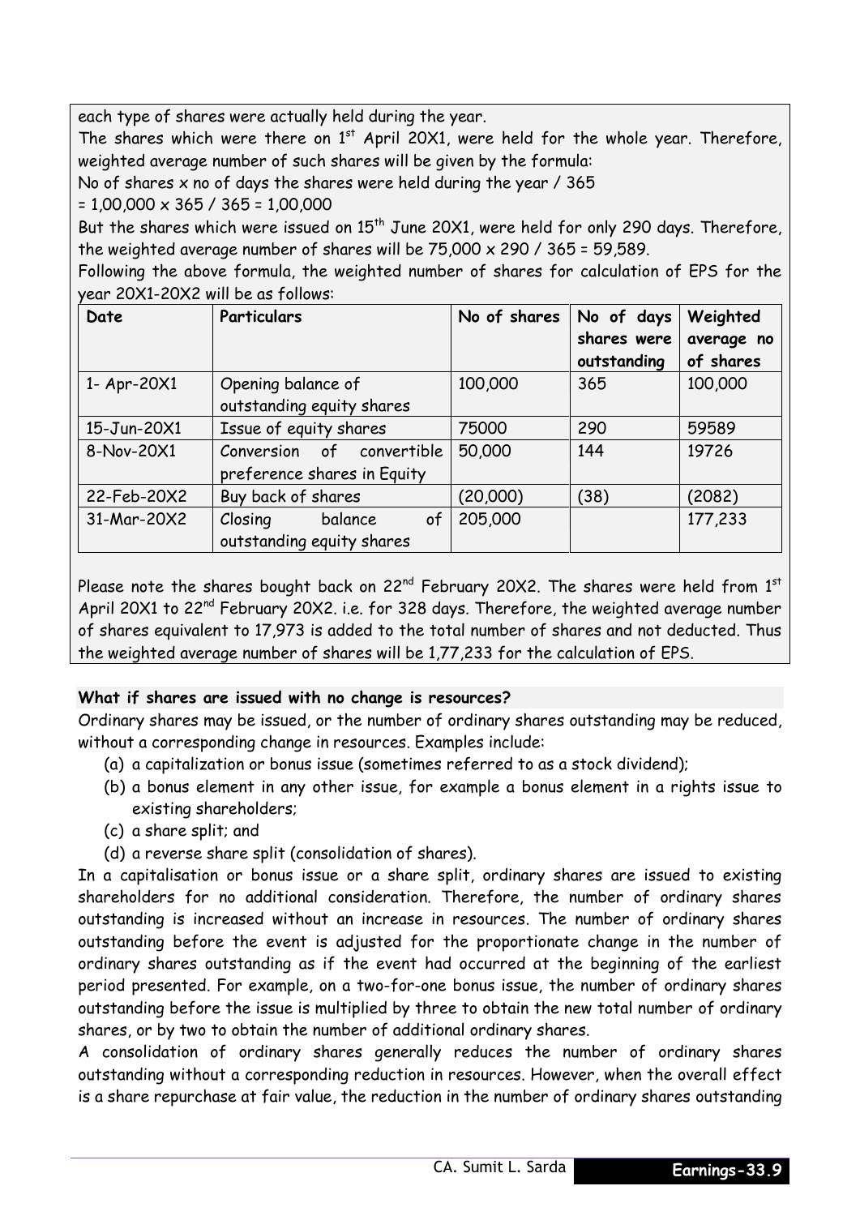each type of shares were actually held during the year.

The shares which were there on 1st April 20X1, were held for the whole year. Therefore, weighted average number of such shares will be given by the formula:

No of shares x no of days the shares were held during the year / 365

= 1,00,000 x 365 / 365 = 1,00,000

But the shares which were issued on 15th June 20X1, were held for only 290 days. Therefore, the weighted average number of shares will be 75,000 x 290 / 365 = 59,589.

Following the above formula, the weighted number of shares for calculation of EPS for the year 20X1-20X2 will be as follows:

| Date | Particulars | No of shares | No of days shares were outstanding | Weighted average no of shares |
|---|---|---|---|---|
| 1- Apr-20X1 | Opening balance of outstanding equity shares | 100,000 | 365 | 100,000 |
| 15-Jun-20X1 | Issue of equity shares | 75000 | 290 | 59589 |
| 8-Nov-20X1 | Conversion of convertible preference shares in Equity | 50,000 | 144 | 19726 |
| 22-Feb-20X2 | Buy back of shares | (20,000) | (38) | (2082) |
| 31-Mar-20X2 | Closing balance of outstanding equity shares | 205,000 | | 177,233 |

Please note the shares bought back on 22nd February 20X2. The shares were held from 1st April 20X1 to 22nd February 20X2. i.e. for 328 days. Therefore, the weighted average number of shares equivalent to 17,973 is added to the total number of shares and not deducted. Thus the weighted average number of shares will be 1,77,233 for the calculation of EPS.

### What if shares are issued with no change is resources?

Ordinary shares may be issued, or the number of ordinary shares outstanding may be reduced, without a corresponding change in resources. Examples include:

(a) a capitalization or bonus issue (sometimes referred to as a stock dividend);

(b) a bonus element in any other issue, for example a bonus element in a rights issue to existing shareholders;

(c) a share split; and

(d) a reverse share split (consolidation of shares).

In a capitalisation or bonus issue or a share split, ordinary shares are issued to existing shareholders for no additional consideration. Therefore, the number of ordinary shares outstanding is increased without an increase in resources. The number of ordinary shares outstanding before the event is adjusted for the proportionate change in the number of ordinary shares outstanding as if the event had occurred at the beginning of the earliest period presented. For example, on a two-for-one bonus issue, the number of ordinary shares outstanding before the issue is multiplied by three to obtain the new total number of ordinary shares, or by two to obtain the number of additional ordinary shares.

A consolidation of ordinary shares generally reduces the number of ordinary shares outstanding without a corresponding reduction in resources. However, when the overall effect is a share repurchase at fair value, the reduction in the number of ordinary shares outstanding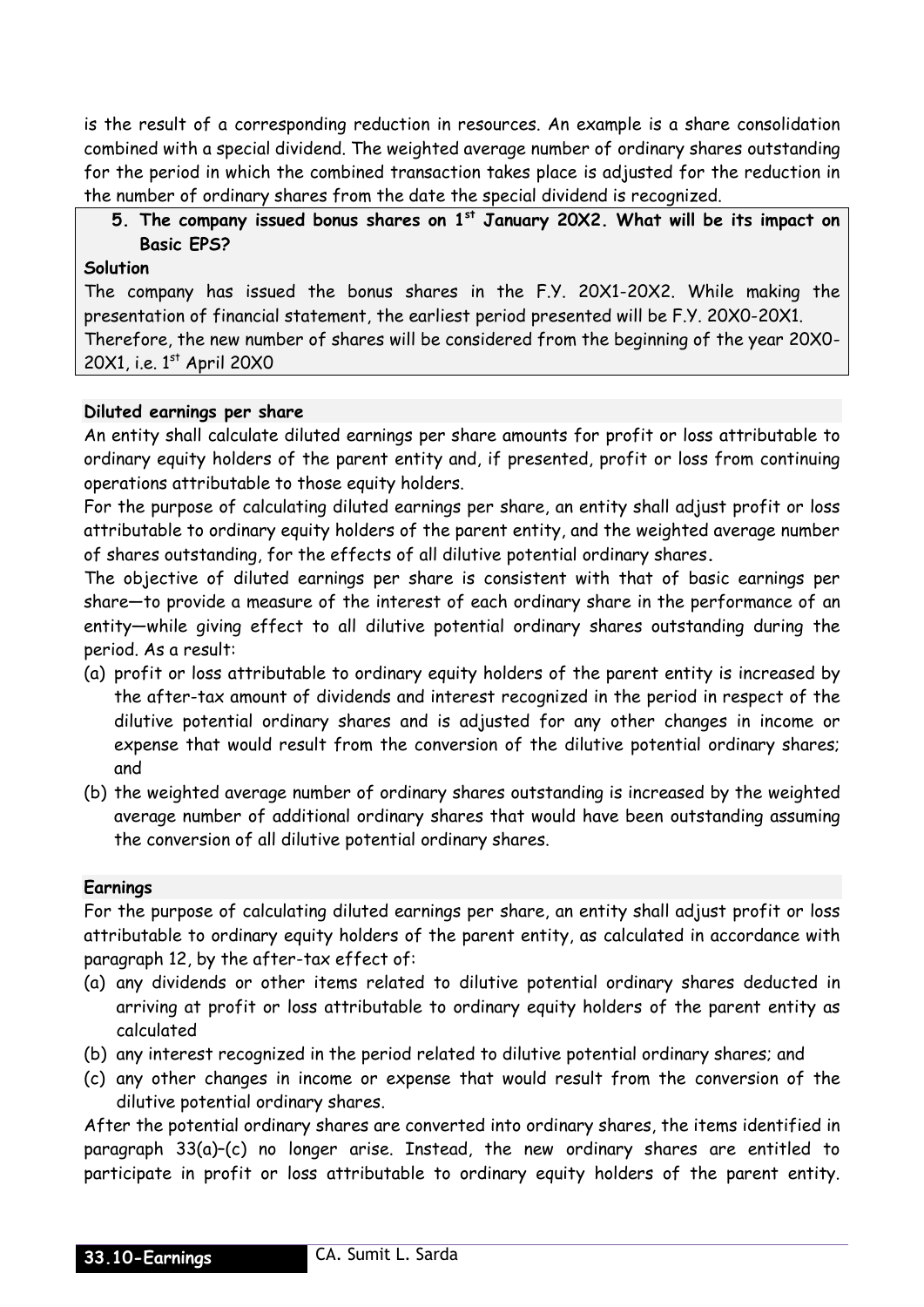is the result of a corresponding reduction in resources. An example is a share consolidation combined with a special dividend. The weighted average number of ordinary shares outstanding for the period in which the combined transaction takes place is adjusted for the reduction in the number of ordinary shares from the date the special dividend is recognized.

**5. The company issued bonus shares on 1st January 20X2. What will be its impact on Basic EPS?**

**Solution**

The company has issued the bonus shares in the F.Y. 20X1-20X2. While making the presentation of financial statement, the earliest period presented will be F.Y. 20X0-20X1. Therefore, the new number of shares will be considered from the beginning of the year 20X0-20X1, i.e. 1st April 20X0

### Diluted earnings per share

An entity shall calculate diluted earnings per share amounts for profit or loss attributable to ordinary equity holders of the parent entity and, if presented, profit or loss from continuing operations attributable to those equity holders.

For the purpose of calculating diluted earnings per share, an entity shall adjust profit or loss attributable to ordinary equity holders of the parent entity, and the weighted average number of shares outstanding, for the effects of all dilutive potential ordinary shares.

The objective of diluted earnings per share is consistent with that of basic earnings per share—to provide a measure of the interest of each ordinary share in the performance of an entity—while giving effect to all dilutive potential ordinary shares outstanding during the period. As a result:

(a) profit or loss attributable to ordinary equity holders of the parent entity is increased by the after-tax amount of dividends and interest recognized in the period in respect of the dilutive potential ordinary shares and is adjusted for any other changes in income or expense that would result from the conversion of the dilutive potential ordinary shares; and

(b) the weighted average number of ordinary shares outstanding is increased by the weighted average number of additional ordinary shares that would have been outstanding assuming the conversion of all dilutive potential ordinary shares.

### Earnings

For the purpose of calculating diluted earnings per share, an entity shall adjust profit or loss attributable to ordinary equity holders of the parent entity, as calculated in accordance with paragraph 12, by the after-tax effect of:

(a) any dividends or other items related to dilutive potential ordinary shares deducted in arriving at profit or loss attributable to ordinary equity holders of the parent entity as calculated

(b) any interest recognized in the period related to dilutive potential ordinary shares; and

(c) any other changes in income or expense that would result from the conversion of the dilutive potential ordinary shares.

After the potential ordinary shares are converted into ordinary shares, the items identified in paragraph 33(a)–(c) no longer arise. Instead, the new ordinary shares are entitled to participate in profit or loss attributable to ordinary equity holders of the parent entity.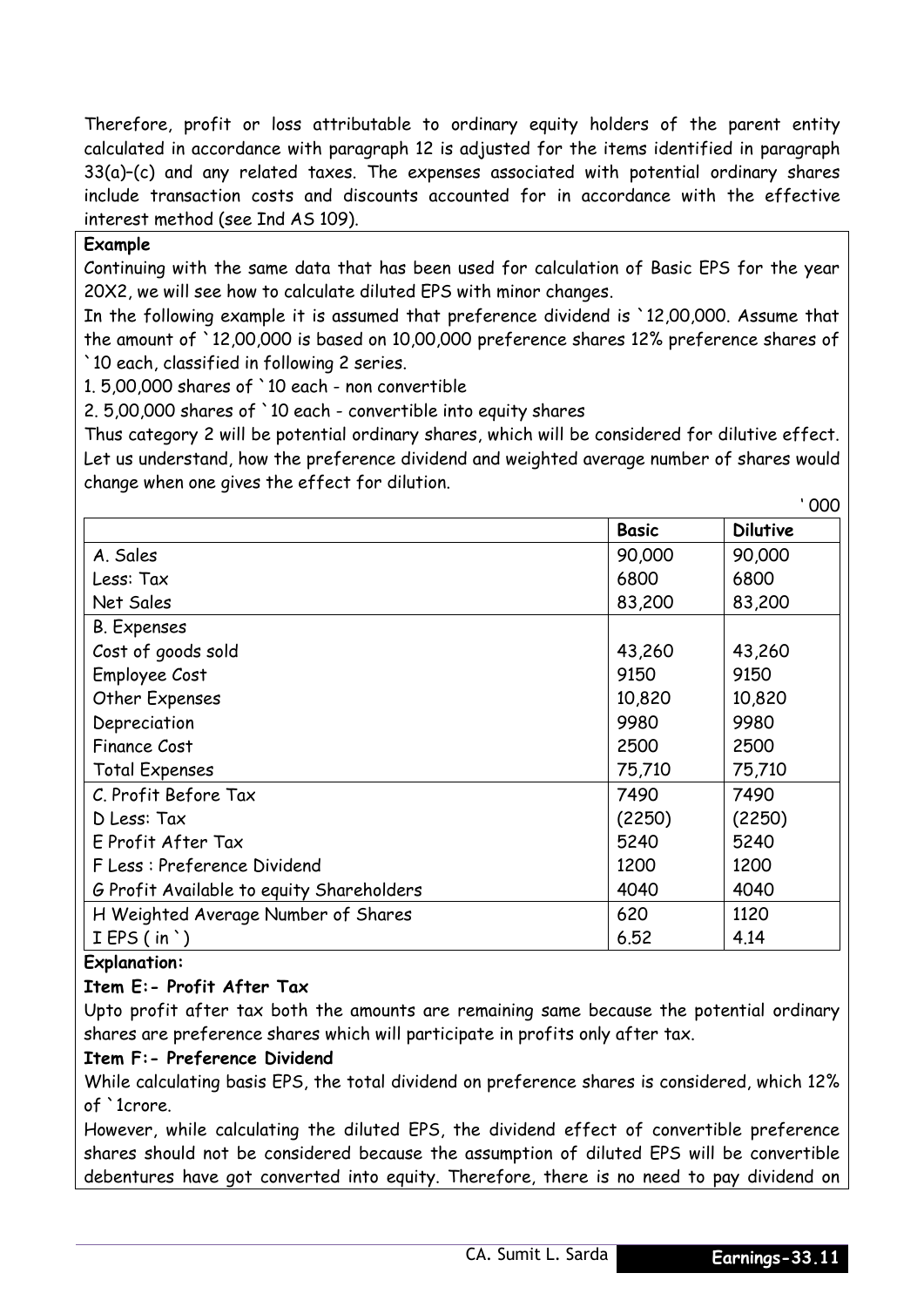Therefore, profit or loss attributable to ordinary equity holders of the parent entity calculated in accordance with paragraph 12 is adjusted for the items identified in paragraph 33(a)–(c) and any related taxes. The expenses associated with potential ordinary shares include transaction costs and discounts accounted for in accordance with the effective interest method (see Ind AS 109).

**Example**

Continuing with the same data that has been used for calculation of Basic EPS for the year 20X2, we will see how to calculate diluted EPS with minor changes.

In the following example it is assumed that preference dividend is `12,00,000. Assume that the amount of `12,00,000 is based on 10,00,000 preference shares 12% preference shares of `10 each, classified in following 2 series.

1. 5,00,000 shares of `10 each - non convertible
2. 5,00,000 shares of `10 each - convertible into equity shares

Thus category 2 will be potential ordinary shares, which will be considered for dilutive effect. Let us understand, how the preference dividend and weighted average number of shares would change when one gives the effect for dilution.

` 000

| | Basic | Dilutive |
|---|---|---|
| A. Sales | 90,000 | 90,000 |
| Less: Tax | 6800 | 6800 |
| Net Sales | 83,200 | 83,200 |
| B. Expenses | | |
| Cost of goods sold | 43,260 | 43,260 |
| Employee Cost | 9150 | 9150 |
| Other Expenses | 10,820 | 10,820 |
| Depreciation | 9980 | 9980 |
| Finance Cost | 2500 | 2500 |
| Total Expenses | 75,710 | 75,710 |
| C. Profit Before Tax | 7490 | 7490 |
| D Less: Tax | (2250) | (2250) |
| E Profit After Tax | 5240 | 5240 |
| F Less : Preference Dividend | 1200 | 1200 |
| G Profit Available to equity Shareholders | 4040 | 4040 |
| H Weighted Average Number of Shares | 620 | 1120 |
| I EPS ( in ` ) | 6.52 | 4.14 |

**Explanation:**

**Item E:- Profit After Tax**

Upto profit after tax both the amounts are remaining same because the potential ordinary shares are preference shares which will participate in profits only after tax.

**Item F:- Preference Dividend**

While calculating basis EPS, the total dividend on preference shares is considered, which 12% of `1crore.

However, while calculating the diluted EPS, the dividend effect of convertible preference shares should not be considered because the assumption of diluted EPS will be convertible debentures have got converted into equity. Therefore, there is no need to pay dividend on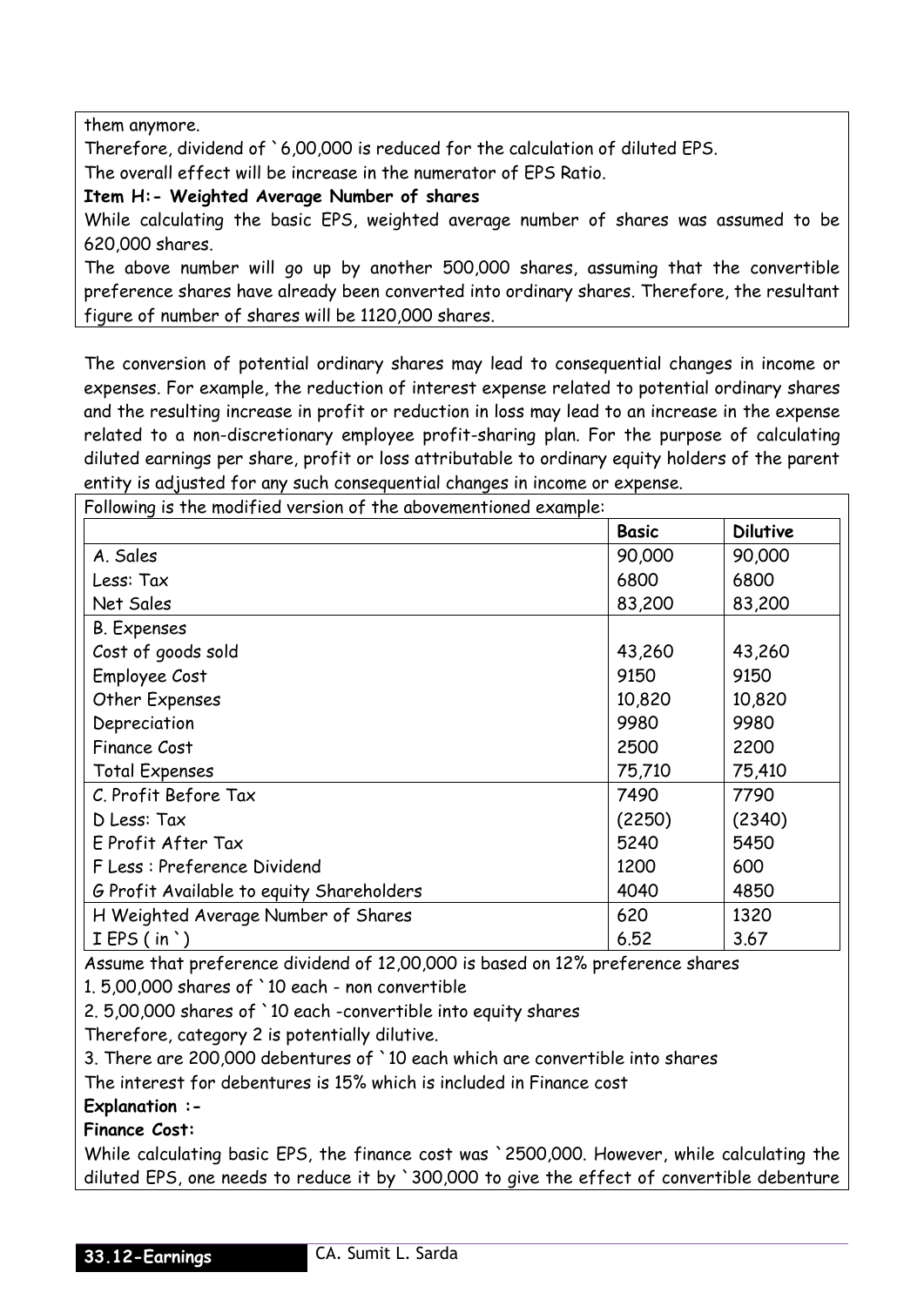them anymore.

Therefore, dividend of `6,00,000 is reduced for the calculation of diluted EPS.

The overall effect will be increase in the numerator of EPS Ratio.

**Item H:- Weighted Average Number of shares**

While calculating the basic EPS, weighted average number of shares was assumed to be 620,000 shares.

The above number will go up by another 500,000 shares, assuming that the convertible preference shares have already been converted into ordinary shares. Therefore, the resultant figure of number of shares will be 1120,000 shares.

The conversion of potential ordinary shares may lead to consequential changes in income or expenses. For example, the reduction of interest expense related to potential ordinary shares and the resulting increase in profit or reduction in loss may lead to an increase in the expense related to a non-discretionary employee profit-sharing plan. For the purpose of calculating diluted earnings per share, profit or loss attributable to ordinary equity holders of the parent entity is adjusted for any such consequential changes in income or expense.

Following is the modified version of the abovementioned example:

| | **Basic** | **Dilutive** |
|---|---|---|
| A. Sales | 90,000 | 90,000 |
| Less: Tax | 6800 | 6800 |
| Net Sales | 83,200 | 83,200 |
| B. Expenses | | |
| Cost of goods sold | 43,260 | 43,260 |
| Employee Cost | 9150 | 9150 |
| Other Expenses | 10,820 | 10,820 |
| Depreciation | 9980 | 9980 |
| Finance Cost | 2500 | 2200 |
| Total Expenses | 75,710 | 75,410 |
| C. Profit Before Tax | 7490 | 7790 |
| D Less: Tax | (2250) | (2340) |
| E Profit After Tax | 5240 | 5450 |
| F Less : Preference Dividend | 1200 | 600 |
| G Profit Available to equity Shareholders | 4040 | 4850 |
| H Weighted Average Number of Shares | 620 | 1320 |
| I EPS ( in ` ) | 6.52 | 3.67 |

Assume that preference dividend of 12,00,000 is based on 12% preference shares

1. 5,00,000 shares of `10 each - non convertible
2. 5,00,000 shares of `10 each -convertible into equity shares

Therefore, category 2 is potentially dilutive.

3. There are 200,000 debentures of `10 each which are convertible into shares

The interest for debentures is 15% which is included in Finance cost

**Explanation :-**

**Finance Cost:**

While calculating basic EPS, the finance cost was `2500,000. However, while calculating the diluted EPS, one needs to reduce it by `300,000 to give the effect of convertible debenture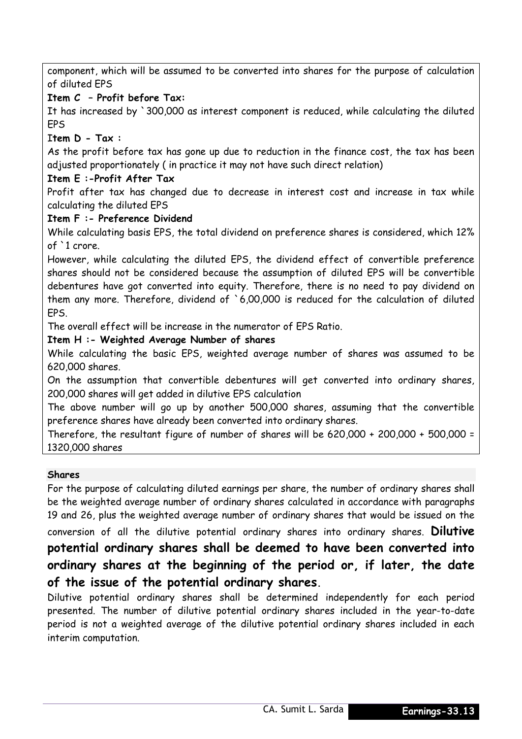component, which will be assumed to be converted into shares for the purpose of calculation of diluted EPS

**Item C – Profit before Tax:**

It has increased by `300,000 as interest component is reduced, while calculating the diluted EPS

**Item D - Tax :**

As the profit before tax has gone up due to reduction in the finance cost, the tax has been adjusted proportionately ( in practice it may not have such direct relation)

**Item E :-Profit After Tax**

Profit after tax has changed due to decrease in interest cost and increase in tax while calculating the diluted EPS

**Item F :- Preference Dividend**

While calculating basis EPS, the total dividend on preference shares is considered, which 12% of `1 crore.

However, while calculating the diluted EPS, the dividend effect of convertible preference shares should not be considered because the assumption of diluted EPS will be convertible debentures have got converted into equity. Therefore, there is no need to pay dividend on them any more. Therefore, dividend of `6,00,000 is reduced for the calculation of diluted EPS.

The overall effect will be increase in the numerator of EPS Ratio.

**Item H :- Weighted Average Number of shares**

While calculating the basic EPS, weighted average number of shares was assumed to be 620,000 shares.

On the assumption that convertible debentures will get converted into ordinary shares, 200,000 shares will get added in dilutive EPS calculation

The above number will go up by another 500,000 shares, assuming that the convertible preference shares have already been converted into ordinary shares.

Therefore, the resultant figure of number of shares will be 620,000 + 200,000 + 500,000 = 1320,000 shares

**Shares**

For the purpose of calculating diluted earnings per share, the number of ordinary shares shall be the weighted average number of ordinary shares calculated in accordance with paragraphs 19 and 26, plus the weighted average number of ordinary shares that would be issued on the conversion of all the dilutive potential ordinary shares into ordinary shares. **Dilutive potential ordinary shares shall be deemed to have been converted into ordinary shares at the beginning of the period or, if later, the date of the issue of the potential ordinary shares**.

Dilutive potential ordinary shares shall be determined independently for each period presented. The number of dilutive potential ordinary shares included in the year-to-date period is not a weighted average of the dilutive potential ordinary shares included in each interim computation.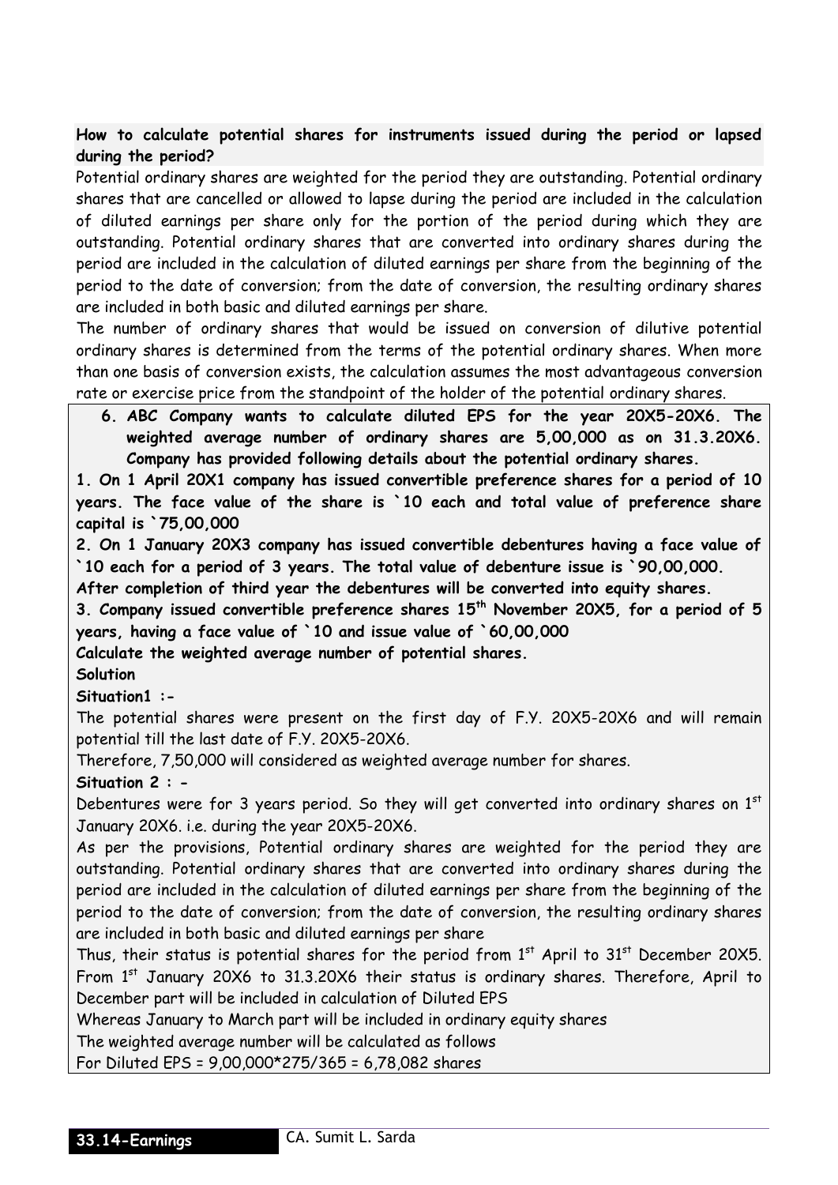**How to calculate potential shares for instruments issued during the period or lapsed during the period?**

Potential ordinary shares are weighted for the period they are outstanding. Potential ordinary shares that are cancelled or allowed to lapse during the period are included in the calculation of diluted earnings per share only for the portion of the period during which they are outstanding. Potential ordinary shares that are converted into ordinary shares during the period are included in the calculation of diluted earnings per share from the beginning of the period to the date of conversion; from the date of conversion, the resulting ordinary shares are included in both basic and diluted earnings per share.

The number of ordinary shares that would be issued on conversion of dilutive potential ordinary shares is determined from the terms of the potential ordinary shares. When more than one basis of conversion exists, the calculation assumes the most advantageous conversion rate or exercise price from the standpoint of the holder of the potential ordinary shares.

**6. ABC Company wants to calculate diluted EPS for the year 20X5-20X6. The weighted average number of ordinary shares are 5,00,000 as on 31.3.20X6. Company has provided following details about the potential ordinary shares.**

**1. On 1 April 20X1 company has issued convertible preference shares for a period of 10 years. The face value of the share is `10 each and total value of preference share capital is `75,00,000**

**2. On 1 January 20X3 company has issued convertible debentures having a face value of `10 each for a period of 3 years. The total value of debenture issue is `90,00,000.**

**After completion of third year the debentures will be converted into equity shares.**

**3. Company issued convertible preference shares 15th November 20X5, for a period of 5 years, having a face value of `10 and issue value of `60,00,000**

**Calculate the weighted average number of potential shares.**

**Solution**

**Situation1 :-**

The potential shares were present on the first day of F.Y. 20X5-20X6 and will remain potential till the last date of F.Y. 20X5-20X6.

Therefore, 7,50,000 will considered as weighted average number for shares.

**Situation 2 : -**

Debentures were for 3 years period. So they will get converted into ordinary shares on 1st January 20X6. i.e. during the year 20X5-20X6.

As per the provisions, Potential ordinary shares are weighted for the period they are outstanding. Potential ordinary shares that are converted into ordinary shares during the period are included in the calculation of diluted earnings per share from the beginning of the period to the date of conversion; from the date of conversion, the resulting ordinary shares are included in both basic and diluted earnings per share

Thus, their status is potential shares for the period from 1st April to 31st December 20X5. From 1st January 20X6 to 31.3.20X6 their status is ordinary shares. Therefore, April to December part will be included in calculation of Diluted EPS

Whereas January to March part will be included in ordinary equity shares

The weighted average number will be calculated as follows

For Diluted EPS = 9,00,000*275/365 = 6,78,082 shares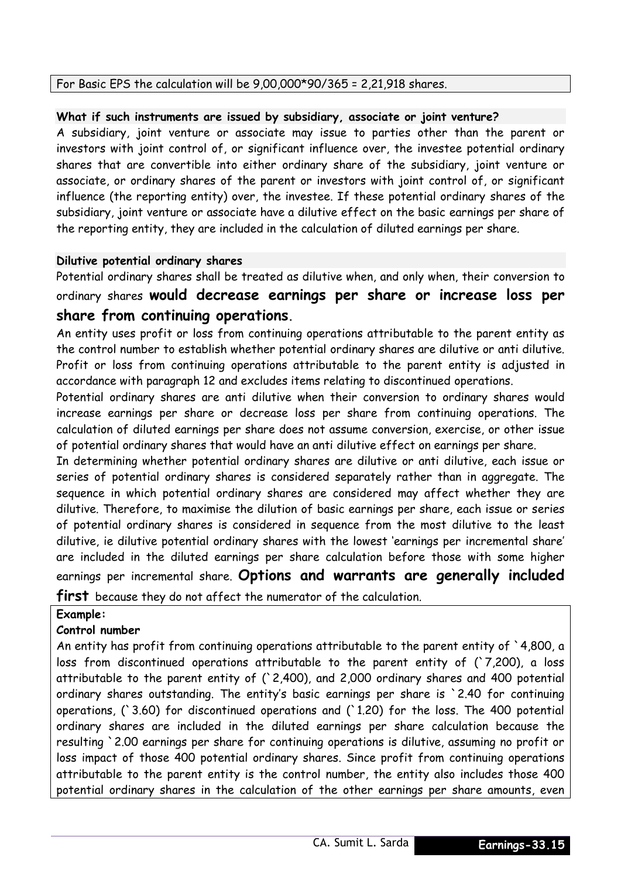For Basic EPS the calculation will be 9,00,000*90/365 = 2,21,918 shares.

**What if such instruments are issued by subsidiary, associate or joint venture?**

A subsidiary, joint venture or associate may issue to parties other than the parent or investors with joint control of, or significant influence over, the investee potential ordinary shares that are convertible into either ordinary share of the subsidiary, joint venture or associate, or ordinary shares of the parent or investors with joint control of, or significant influence (the reporting entity) over, the investee. If these potential ordinary shares of the subsidiary, joint venture or associate have a dilutive effect on the basic earnings per share of the reporting entity, they are included in the calculation of diluted earnings per share.

**Dilutive potential ordinary shares**

Potential ordinary shares shall be treated as dilutive when, and only when, their conversion to ordinary shares **would decrease earnings per share or increase loss per share from continuing operations**.

An entity uses profit or loss from continuing operations attributable to the parent entity as the control number to establish whether potential ordinary shares are dilutive or anti dilutive. Profit or loss from continuing operations attributable to the parent entity is adjusted in accordance with paragraph 12 and excludes items relating to discontinued operations.

Potential ordinary shares are anti dilutive when their conversion to ordinary shares would increase earnings per share or decrease loss per share from continuing operations. The calculation of diluted earnings per share does not assume conversion, exercise, or other issue of potential ordinary shares that would have an anti dilutive effect on earnings per share.

In determining whether potential ordinary shares are dilutive or anti dilutive, each issue or series of potential ordinary shares is considered separately rather than in aggregate. The sequence in which potential ordinary shares are considered may affect whether they are dilutive. Therefore, to maximise the dilution of basic earnings per share, each issue or series of potential ordinary shares is considered in sequence from the most dilutive to the least dilutive, ie dilutive potential ordinary shares with the lowest 'earnings per incremental share' are included in the diluted earnings per share calculation before those with some higher earnings per incremental share. **Options and warrants are generally included first** because they do not affect the numerator of the calculation.

**Example:**

**Control number**

An entity has profit from continuing operations attributable to the parent entity of `4,800, a loss from discontinued operations attributable to the parent entity of (`7,200), a loss attributable to the parent entity of (`2,400), and 2,000 ordinary shares and 400 potential ordinary shares outstanding. The entity's basic earnings per share is `2.40 for continuing operations, (`3.60) for discontinued operations and (`1.20) for the loss. The 400 potential ordinary shares are included in the diluted earnings per share calculation because the resulting `2.00 earnings per share for continuing operations is dilutive, assuming no profit or loss impact of those 400 potential ordinary shares. Since profit from continuing operations attributable to the parent entity is the control number, the entity also includes those 400 potential ordinary shares in the calculation of the other earnings per share amounts, even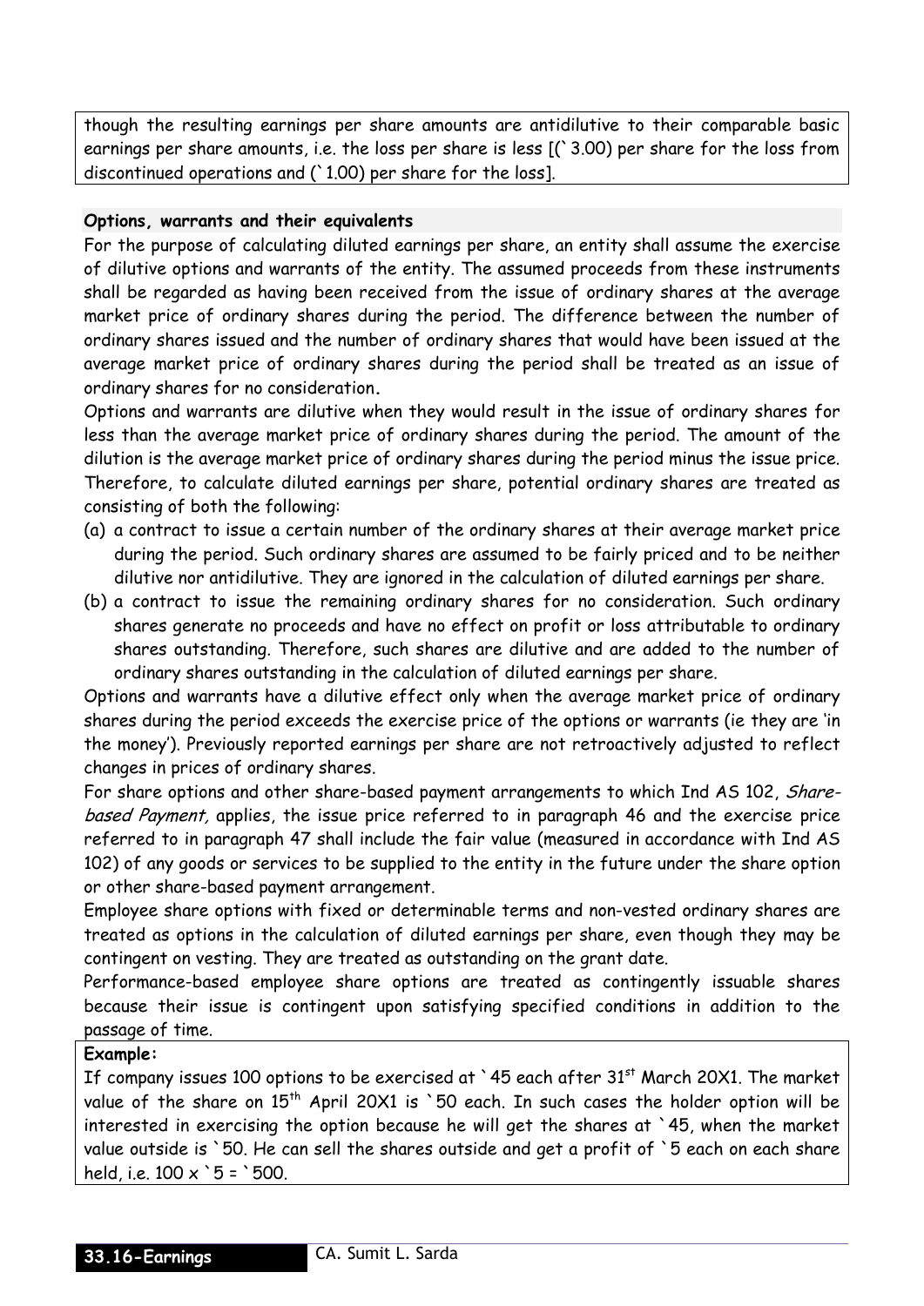though the resulting earnings per share amounts are antidilutive to their comparable basic earnings per share amounts, i.e. the loss per share is less [(` 3.00) per share for the loss from discontinued operations and (` 1.00) per share for the loss].

**Options, warrants and their equivalents**

For the purpose of calculating diluted earnings per share, an entity shall assume the exercise of dilutive options and warrants of the entity. The assumed proceeds from these instruments shall be regarded as having been received from the issue of ordinary shares at the average market price of ordinary shares during the period. The difference between the number of ordinary shares issued and the number of ordinary shares that would have been issued at the average market price of ordinary shares during the period shall be treated as an issue of ordinary shares for no consideration.

Options and warrants are dilutive when they would result in the issue of ordinary shares for less than the average market price of ordinary shares during the period. The amount of the dilution is the average market price of ordinary shares during the period minus the issue price. Therefore, to calculate diluted earnings per share, potential ordinary shares are treated as consisting of both the following:

(a) a contract to issue a certain number of the ordinary shares at their average market price during the period. Such ordinary shares are assumed to be fairly priced and to be neither dilutive nor antidilutive. They are ignored in the calculation of diluted earnings per share.

(b) a contract to issue the remaining ordinary shares for no consideration. Such ordinary shares generate no proceeds and have no effect on profit or loss attributable to ordinary shares outstanding. Therefore, such shares are dilutive and are added to the number of ordinary shares outstanding in the calculation of diluted earnings per share.

Options and warrants have a dilutive effect only when the average market price of ordinary shares during the period exceeds the exercise price of the options or warrants (ie they are 'in the money'). Previously reported earnings per share are not retroactively adjusted to reflect changes in prices of ordinary shares.

For share options and other share-based payment arrangements to which Ind AS 102, *Share-based Payment,* applies, the issue price referred to in paragraph 46 and the exercise price referred to in paragraph 47 shall include the fair value (measured in accordance with Ind AS 102) of any goods or services to be supplied to the entity in the future under the share option or other share-based payment arrangement.

Employee share options with fixed or determinable terms and non-vested ordinary shares are treated as options in the calculation of diluted earnings per share, even though they may be contingent on vesting. They are treated as outstanding on the grant date.

Performance-based employee share options are treated as contingently issuable shares because their issue is contingent upon satisfying specified conditions in addition to the passage of time.

**Example:**

If company issues 100 options to be exercised at ` 45 each after 31st March 20X1. The market value of the share on 15th April 20X1 is ` 50 each. In such cases the holder option will be interested in exercising the option because he will get the shares at ` 45, when the market value outside is ` 50. He can sell the shares outside and get a profit of ` 5 each on each share held, i.e. 100 x ` 5 = ` 500.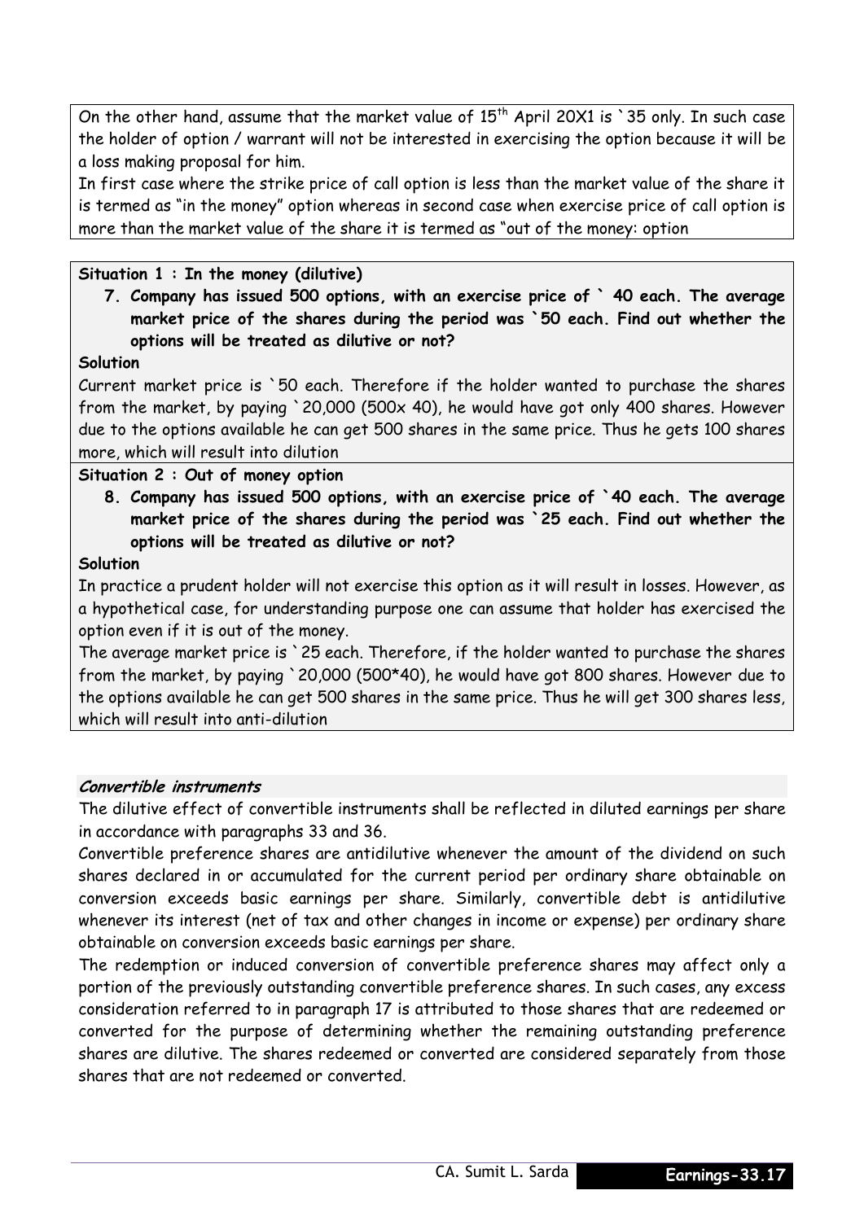On the other hand, assume that the market value of 15th April 20X1 is `35 only. In such case the holder of option / warrant will not be interested in exercising the option because it will be a loss making proposal for him.

In first case where the strike price of call option is less than the market value of the share it is termed as "in the money" option whereas in second case when exercise price of call option is more than the market value of the share it is termed as "out of the money: option

**Situation 1 : In the money (dilutive)**

**7. Company has issued 500 options, with an exercise price of ` 40 each. The average market price of the shares during the period was `50 each. Find out whether the options will be treated as dilutive or not?**

**Solution**

Current market price is `50 each. Therefore if the holder wanted to purchase the shares from the market, by paying `20,000 (500x 40), he would have got only 400 shares. However due to the options available he can get 500 shares in the same price. Thus he gets 100 shares more, which will result into dilution

**Situation 2 : Out of money option**

**8. Company has issued 500 options, with an exercise price of `40 each. The average market price of the shares during the period was `25 each. Find out whether the options will be treated as dilutive or not?**

**Solution**

In practice a prudent holder will not exercise this option as it will result in losses. However, as a hypothetical case, for understanding purpose one can assume that holder has exercised the option even if it is out of the money.

The average market price is `25 each. Therefore, if the holder wanted to purchase the shares from the market, by paying `20,000 (500*40), he would have got 800 shares. However due to the options available he can get 500 shares in the same price. Thus he will get 300 shares less, which will result into anti-dilution

***Convertible instruments***

The dilutive effect of convertible instruments shall be reflected in diluted earnings per share in accordance with paragraphs 33 and 36.

Convertible preference shares are antidilutive whenever the amount of the dividend on such shares declared in or accumulated for the current period per ordinary share obtainable on conversion exceeds basic earnings per share. Similarly, convertible debt is antidilutive whenever its interest (net of tax and other changes in income or expense) per ordinary share obtainable on conversion exceeds basic earnings per share.

The redemption or induced conversion of convertible preference shares may affect only a portion of the previously outstanding convertible preference shares. In such cases, any excess consideration referred to in paragraph 17 is attributed to those shares that are redeemed or converted for the purpose of determining whether the remaining outstanding preference shares are dilutive. The shares redeemed or converted are considered separately from those shares that are not redeemed or converted.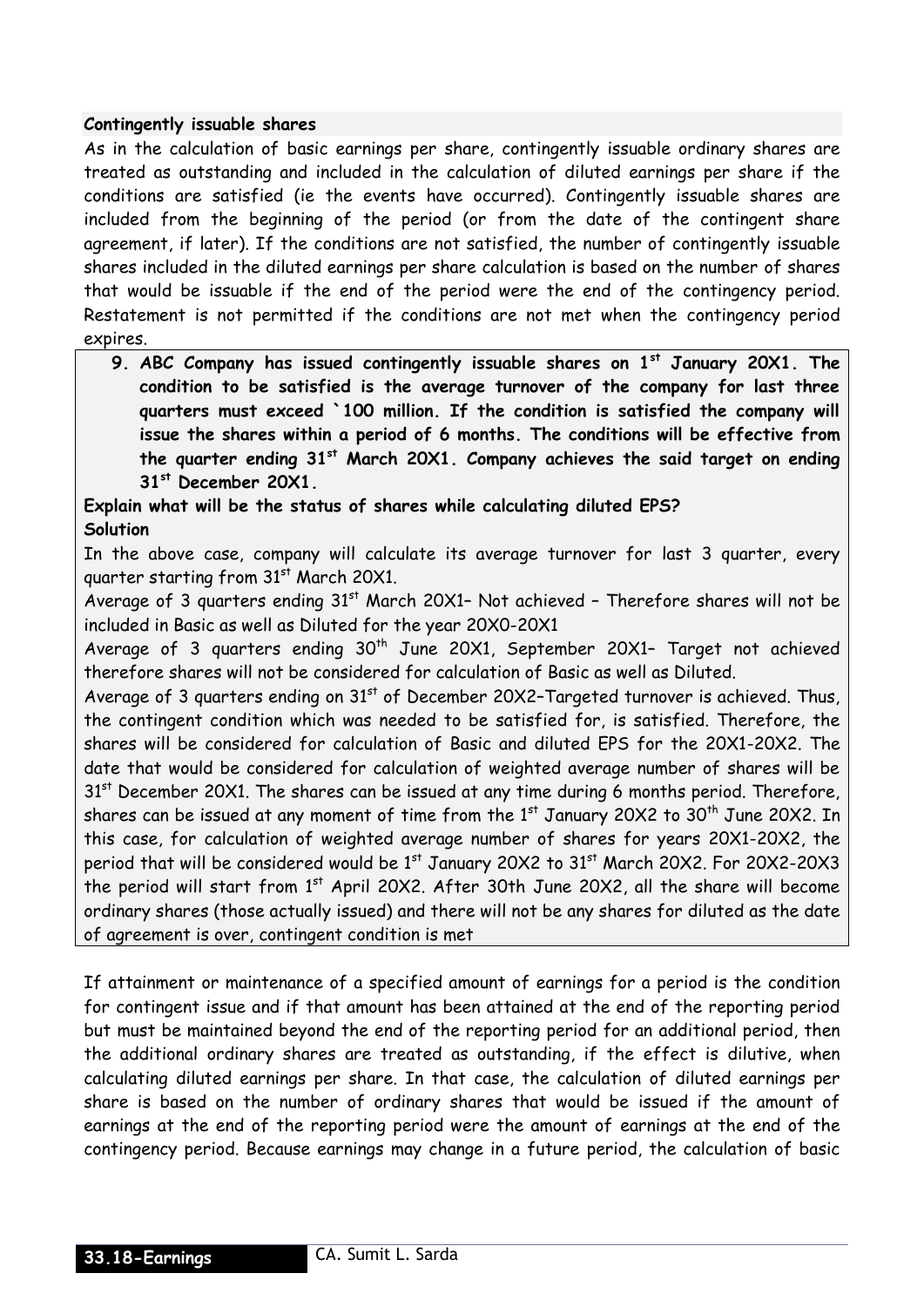**Contingently issuable shares**

As in the calculation of basic earnings per share, contingently issuable ordinary shares are treated as outstanding and included in the calculation of diluted earnings per share if the conditions are satisfied (ie the events have occurred). Contingently issuable shares are included from the beginning of the period (or from the date of the contingent share agreement, if later). If the conditions are not satisfied, the number of contingently issuable shares included in the diluted earnings per share calculation is based on the number of shares that would be issuable if the end of the period were the end of the contingency period. Restatement is not permitted if the conditions are not met when the contingency period expires.

9. **ABC Company has issued contingently issuable shares on 1st January 20X1. The condition to be satisfied is the average turnover of the company for last three quarters must exceed `100 million. If the condition is satisfied the company will issue the shares within a period of 6 months. The conditions will be effective from the quarter ending 31st March 20X1. Company achieves the said target on ending 31st December 20X1.**

**Explain what will be the status of shares while calculating diluted EPS?**

**Solution**

In the above case, company will calculate its average turnover for last 3 quarter, every quarter starting from 31st March 20X1.

Average of 3 quarters ending 31st March 20X1– Not achieved – Therefore shares will not be included in Basic as well as Diluted for the year 20X0-20X1

Average of 3 quarters ending 30th June 20X1, September 20X1– Target not achieved therefore shares will not be considered for calculation of Basic as well as Diluted.

Average of 3 quarters ending on 31st of December 20X2–Targeted turnover is achieved. Thus, the contingent condition which was needed to be satisfied for, is satisfied. Therefore, the shares will be considered for calculation of Basic and diluted EPS for the 20X1-20X2. The date that would be considered for calculation of weighted average number of shares will be 31st December 20X1. The shares can be issued at any time during 6 months period. Therefore, shares can be issued at any moment of time from the 1st January 20X2 to 30th June 20X2. In this case, for calculation of weighted average number of shares for years 20X1-20X2, the period that will be considered would be 1st January 20X2 to 31st March 20X2. For 20X2-20X3 the period will start from 1st April 20X2. After 30th June 20X2, all the share will become ordinary shares (those actually issued) and there will not be any shares for diluted as the date of agreement is over, contingent condition is met

If attainment or maintenance of a specified amount of earnings for a period is the condition for contingent issue and if that amount has been attained at the end of the reporting period but must be maintained beyond the end of the reporting period for an additional period, then the additional ordinary shares are treated as outstanding, if the effect is dilutive, when calculating diluted earnings per share. In that case, the calculation of diluted earnings per share is based on the number of ordinary shares that would be issued if the amount of earnings at the end of the reporting period were the amount of earnings at the end of the contingency period. Because earnings may change in a future period, the calculation of basic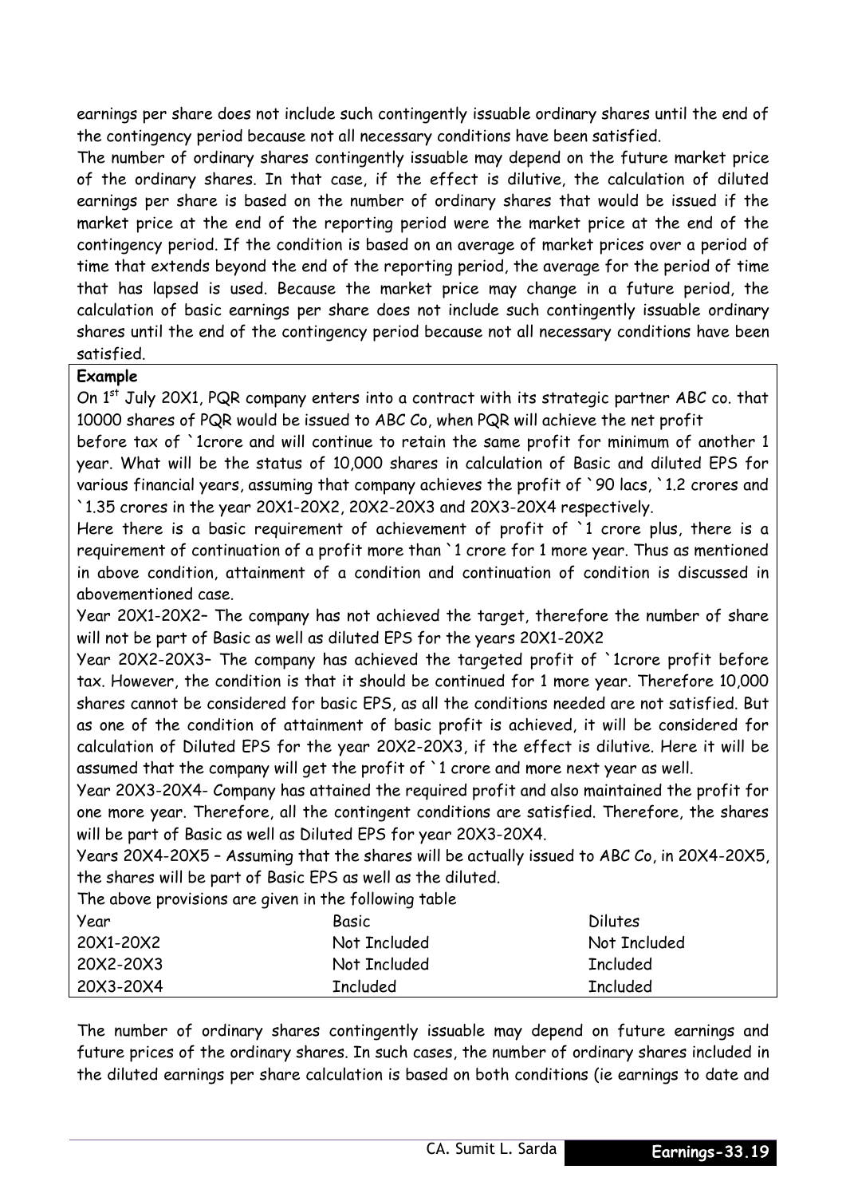earnings per share does not include such contingently issuable ordinary shares until the end of the contingency period because not all necessary conditions have been satisfied.

The number of ordinary shares contingently issuable may depend on the future market price of the ordinary shares. In that case, if the effect is dilutive, the calculation of diluted earnings per share is based on the number of ordinary shares that would be issued if the market price at the end of the reporting period were the market price at the end of the contingency period. If the condition is based on an average of market prices over a period of time that extends beyond the end of the reporting period, the average for the period of time that has lapsed is used. Because the market price may change in a future period, the calculation of basic earnings per share does not include such contingently issuable ordinary shares until the end of the contingency period because not all necessary conditions have been satisfied.

**Example**

On 1st July 20X1, PQR company enters into a contract with its strategic partner ABC co. that 10000 shares of PQR would be issued to ABC Co, when PQR will achieve the net profit before tax of `1crore and will continue to retain the same profit for minimum of another 1 year. What will be the status of 10,000 shares in calculation of Basic and diluted EPS for various financial years, assuming that company achieves the profit of `90 lacs, `1.2 crores and `1.35 crores in the year 20X1-20X2, 20X2-20X3 and 20X3-20X4 respectively.

Here there is a basic requirement of achievement of profit of `1 crore plus, there is a requirement of continuation of a profit more than `1 crore for 1 more year. Thus as mentioned in above condition, attainment of a condition and continuation of condition is discussed in abovementioned case.

Year 20X1-20X2– The company has not achieved the target, therefore the number of share will not be part of Basic as well as diluted EPS for the years 20X1-20X2

Year 20X2-20X3– The company has achieved the targeted profit of `1crore profit before tax. However, the condition is that it should be continued for 1 more year. Therefore 10,000 shares cannot be considered for basic EPS, as all the conditions needed are not satisfied. But as one of the condition of attainment of basic profit is achieved, it will be considered for calculation of Diluted EPS for the year 20X2-20X3, if the effect is dilutive. Here it will be assumed that the company will get the profit of `1 crore and more next year as well.

Year 20X3-20X4- Company has attained the required profit and also maintained the profit for one more year. Therefore, all the contingent conditions are satisfied. Therefore, the shares will be part of Basic as well as Diluted EPS for year 20X3-20X4.

Years 20X4-20X5 – Assuming that the shares will be actually issued to ABC Co, in 20X4-20X5, the shares will be part of Basic EPS as well as the diluted.

The above provisions are given in the following table

| Year | Basic | Dilutes |
|---|---|---|
| 20X1-20X2 | Not Included | Not Included |
| 20X2-20X3 | Not Included | Included |
| 20X3-20X4 | Included | Included |

The number of ordinary shares contingently issuable may depend on future earnings and future prices of the ordinary shares. In such cases, the number of ordinary shares included in the diluted earnings per share calculation is based on both conditions (ie earnings to date and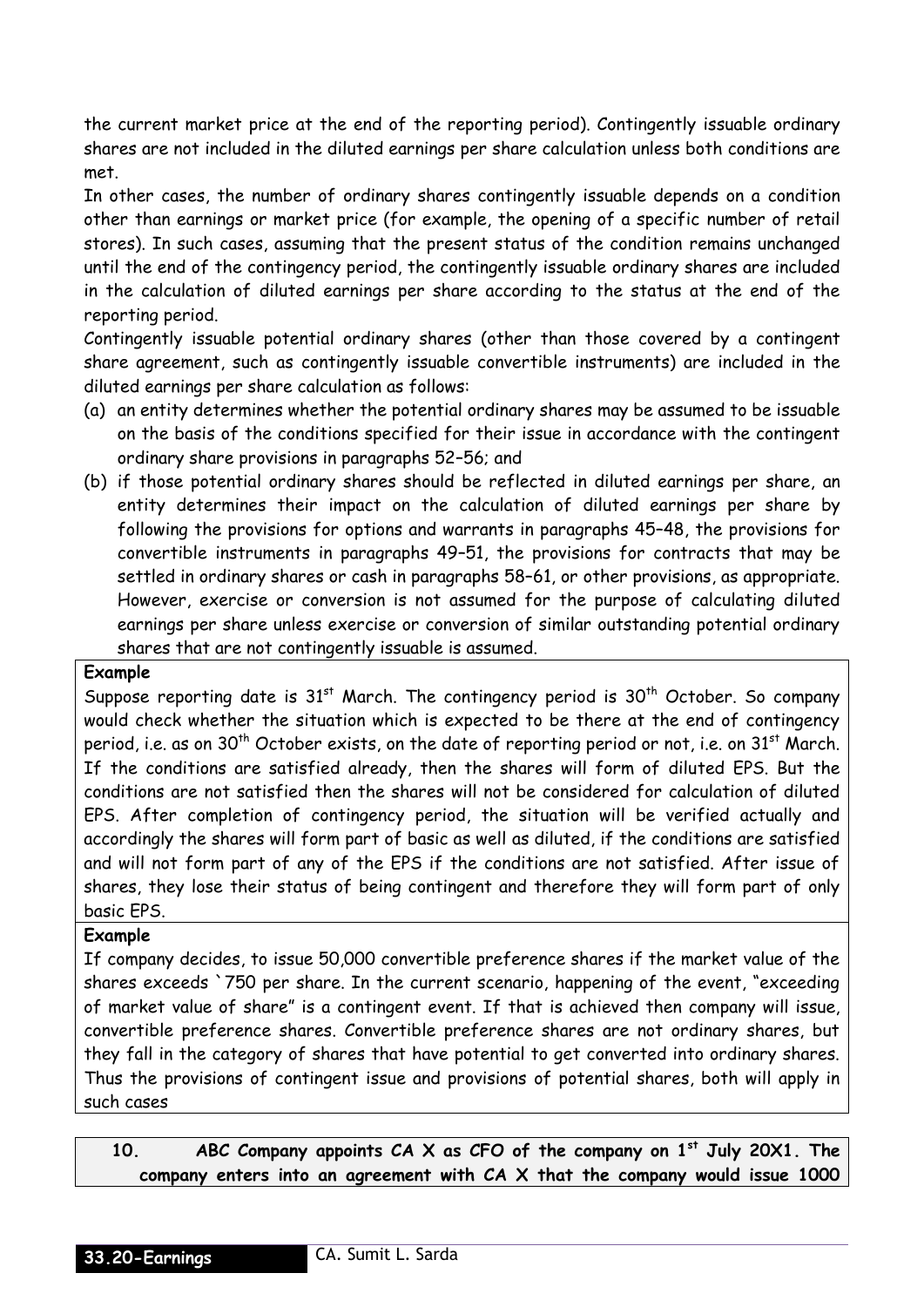the current market price at the end of the reporting period). Contingently issuable ordinary shares are not included in the diluted earnings per share calculation unless both conditions are met.

In other cases, the number of ordinary shares contingently issuable depends on a condition other than earnings or market price (for example, the opening of a specific number of retail stores). In such cases, assuming that the present status of the condition remains unchanged until the end of the contingency period, the contingently issuable ordinary shares are included in the calculation of diluted earnings per share according to the status at the end of the reporting period.

Contingently issuable potential ordinary shares (other than those covered by a contingent share agreement, such as contingently issuable convertible instruments) are included in the diluted earnings per share calculation as follows:

(a) an entity determines whether the potential ordinary shares may be assumed to be issuable on the basis of the conditions specified for their issue in accordance with the contingent ordinary share provisions in paragraphs 52–56; and

(b) if those potential ordinary shares should be reflected in diluted earnings per share, an entity determines their impact on the calculation of diluted earnings per share by following the provisions for options and warrants in paragraphs 45–48, the provisions for convertible instruments in paragraphs 49–51, the provisions for contracts that may be settled in ordinary shares or cash in paragraphs 58–61, or other provisions, as appropriate. However, exercise or conversion is not assumed for the purpose of calculating diluted earnings per share unless exercise or conversion of similar outstanding potential ordinary shares that are not contingently issuable is assumed.

**Example**

Suppose reporting date is 31st March. The contingency period is 30th October. So company would check whether the situation which is expected to be there at the end of contingency period, i.e. as on 30th October exists, on the date of reporting period or not, i.e. on 31st March. If the conditions are satisfied already, then the shares will form of diluted EPS. But the conditions are not satisfied then the shares will not be considered for calculation of diluted EPS. After completion of contingency period, the situation will be verified actually and accordingly the shares will form part of basic as well as diluted, if the conditions are satisfied and will not form part of any of the EPS if the conditions are not satisfied. After issue of shares, they lose their status of being contingent and therefore they will form part of only basic EPS.

**Example**

If company decides, to issue 50,000 convertible preference shares if the market value of the shares exceeds `750 per share. In the current scenario, happening of the event, "exceeding of market value of share" is a contingent event. If that is achieved then company will issue, convertible preference shares. Convertible preference shares are not ordinary shares, but they fall in the category of shares that have potential to get converted into ordinary shares. Thus the provisions of contingent issue and provisions of potential shares, both will apply in such cases

**10. ABC Company appoints CA X as CFO of the company on 1st July 20X1. The company enters into an agreement with CA X that the company would issue 1000**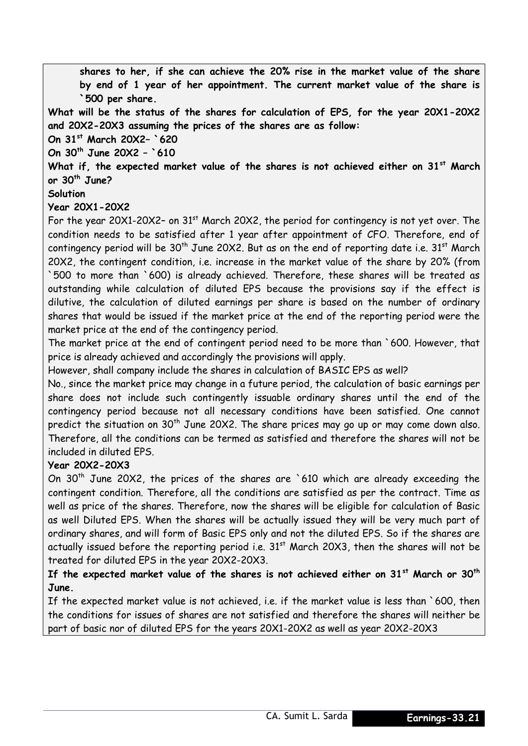**shares to her, if she can achieve the 20% rise in the market value of the share by end of 1 year of her appointment. The current market value of the share is `500 per share.**

**What will be the status of the shares for calculation of EPS, for the year 20X1-20X2 and 20X2-20X3 assuming the prices of the shares are as follow:**

**On 31[st] March 20X2– `620**

**On 30[th] June 20X2 – `610**

**What if, the expected market value of the shares is not achieved either on 31[st] March or 30[th] June?**

**Solution**

**Year 20X1-20X2**

For the year 20X1-20X2– on 31[st] March 20X2, the period for contingency is not yet over. The condition needs to be satisfied after 1 year after appointment of CFO. Therefore, end of contingency period will be 30[th] June 20X2. But as on the end of reporting date i.e. 31[st] March 20X2, the contingent condition, i.e. increase in the market value of the share by 20% (from `500 to more than `600) is already achieved. Therefore, these shares will be treated as outstanding while calculation of diluted EPS because the provisions say if the effect is dilutive, the calculation of diluted earnings per share is based on the number of ordinary shares that would be issued if the market price at the end of the reporting period were the market price at the end of the contingency period.

The market price at the end of contingent period need to be more than `600. However, that price is already achieved and accordingly the provisions will apply.

However, shall company include the shares in calculation of BASIC EPS as well?

No., since the market price may change in a future period, the calculation of basic earnings per share does not include such contingently issuable ordinary shares until the end of the contingency period because not all necessary conditions have been satisfied. One cannot predict the situation on 30[th] June 20X2. The share prices may go up or may come down also. Therefore, all the conditions can be termed as satisfied and therefore the shares will not be included in diluted EPS.

**Year 20X2-20X3**

On 30[th] June 20X2, the prices of the shares are `610 which are already exceeding the contingent condition. Therefore, all the conditions are satisfied as per the contract. Time as well as price of the shares. Therefore, now the shares will be eligible for calculation of Basic as well Diluted EPS. When the shares will be actually issued they will be very much part of ordinary shares, and will form of Basic EPS only and not the diluted EPS. So if the shares are actually issued before the reporting period i.e. 31[st] March 20X3, then the shares will not be treated for diluted EPS in the year 20X2-20X3.

**If the expected market value of the shares is not achieved either on 31[st] March or 30[th] June.**

If the expected market value is not achieved, i.e. if the market value is less than `600, then the conditions for issues of shares are not satisfied and therefore the shares will neither be part of basic nor of diluted EPS for the years 20X1-20X2 as well as year 20X2-20X3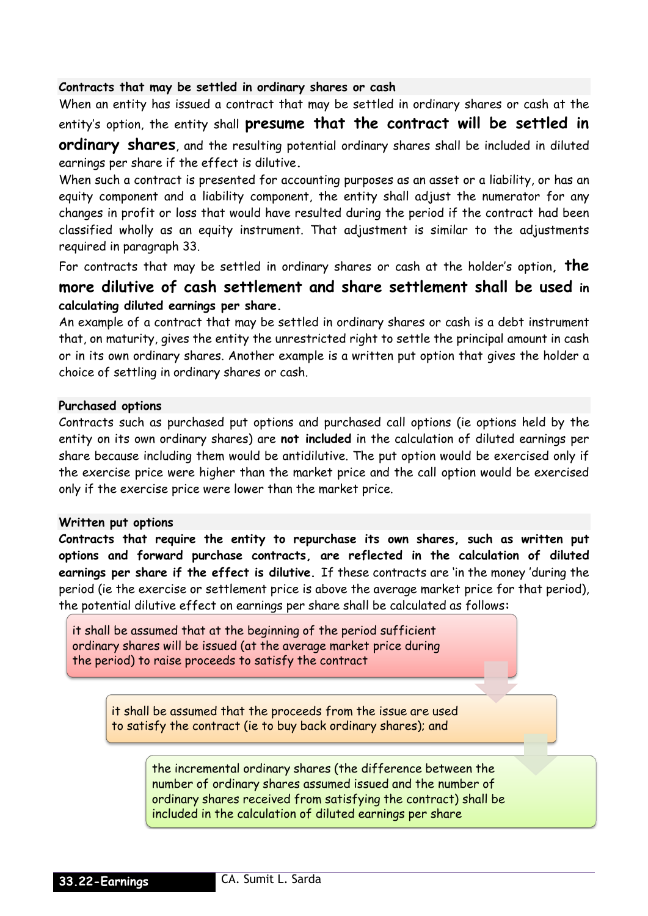**Contracts that may be settled in ordinary shares or cash**

When an entity has issued a contract that may be settled in ordinary shares or cash at the entity's option, the entity shall **presume that the contract will be settled in ordinary shares**, and the resulting potential ordinary shares shall be included in diluted earnings per share if the effect is dilutive.

When such a contract is presented for accounting purposes as an asset or a liability, or has an equity component and a liability component, the entity shall adjust the numerator for any changes in profit or loss that would have resulted during the period if the contract had been classified wholly as an equity instrument. That adjustment is similar to the adjustments required in paragraph 33.

For contracts that may be settled in ordinary shares or cash at the holder's option, **the more dilutive of cash settlement and share settlement shall be used in calculating diluted earnings per share.**

An example of a contract that may be settled in ordinary shares or cash is a debt instrument that, on maturity, gives the entity the unrestricted right to settle the principal amount in cash or in its own ordinary shares. Another example is a written put option that gives the holder a choice of settling in ordinary shares or cash.

**Purchased options**

Contracts such as purchased put options and purchased call options (ie options held by the entity on its own ordinary shares) are **not included** in the calculation of diluted earnings per share because including them would be antidilutive. The put option would be exercised only if the exercise price were higher than the market price and the call option would be exercised only if the exercise price were lower than the market price.

**Written put options**

**Contracts that require the entity to repurchase its own shares, such as written put options and forward purchase contracts, are reflected in the calculation of diluted earnings per share if the effect is dilutive.** If these contracts are 'in the money 'during the period (ie the exercise or settlement price is above the average market price for that period), the potential dilutive effect on earnings per share shall be calculated as follows:

- it shall be assumed that at the beginning of the period sufficient ordinary shares will be issued (at the average market price during the period) to raise proceeds to satisfy the contract
- it shall be assumed that the proceeds from the issue are used to satisfy the contract (ie to buy back ordinary shares); and
- the incremental ordinary shares (the difference between the number of ordinary shares assumed issued and the number of ordinary shares received from satisfying the contract) shall be included in the calculation of diluted earnings per share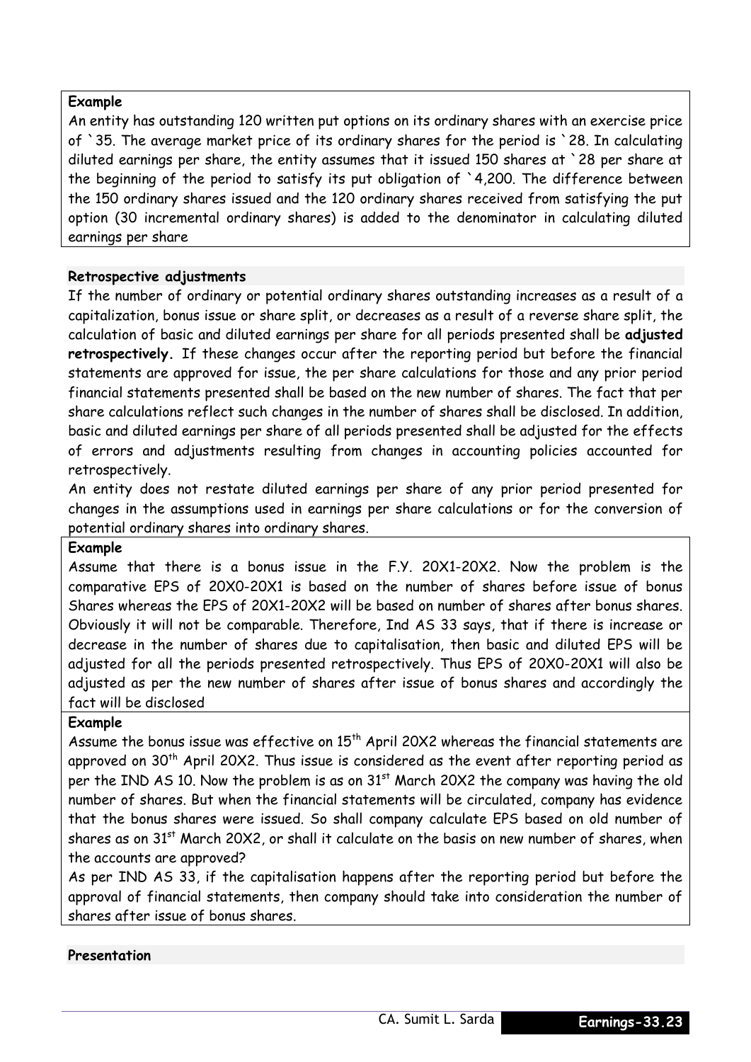**Example**

An entity has outstanding 120 written put options on its ordinary shares with an exercise price of `35. The average market price of its ordinary shares for the period is `28. In calculating diluted earnings per share, the entity assumes that it issued 150 shares at `28 per share at the beginning of the period to satisfy its put obligation of `4,200. The difference between the 150 ordinary shares issued and the 120 ordinary shares received from satisfying the put option (30 incremental ordinary shares) is added to the denominator in calculating diluted earnings per share

**Retrospective adjustments**

If the number of ordinary or potential ordinary shares outstanding increases as a result of a capitalization, bonus issue or share split, or decreases as a result of a reverse share split, the calculation of basic and diluted earnings per share for all periods presented shall be **adjusted retrospectively.** If these changes occur after the reporting period but before the financial statements are approved for issue, the per share calculations for those and any prior period financial statements presented shall be based on the new number of shares. The fact that per share calculations reflect such changes in the number of shares shall be disclosed. In addition, basic and diluted earnings per share of all periods presented shall be adjusted for the effects of errors and adjustments resulting from changes in accounting policies accounted for retrospectively.

An entity does not restate diluted earnings per share of any prior period presented for changes in the assumptions used in earnings per share calculations or for the conversion of potential ordinary shares into ordinary shares.

**Example**

Assume that there is a bonus issue in the F.Y. 20X1-20X2. Now the problem is the comparative EPS of 20X0-20X1 is based on the number of shares before issue of bonus Shares whereas the EPS of 20X1-20X2 will be based on number of shares after bonus shares. Obviously it will not be comparable. Therefore, Ind AS 33 says, that if there is increase or decrease in the number of shares due to capitalisation, then basic and diluted EPS will be adjusted for all the periods presented retrospectively. Thus EPS of 20X0-20X1 will also be adjusted as per the new number of shares after issue of bonus shares and accordingly the fact will be disclosed

**Example**

Assume the bonus issue was effective on 15th April 20X2 whereas the financial statements are approved on 30th April 20X2. Thus issue is considered as the event after reporting period as per the IND AS 10. Now the problem is as on 31st March 20X2 the company was having the old number of shares. But when the financial statements will be circulated, company has evidence that the bonus shares were issued. So shall company calculate EPS based on old number of shares as on 31st March 20X2, or shall it calculate on the basis on new number of shares, when the accounts are approved?

As per IND AS 33, if the capitalisation happens after the reporting period but before the approval of financial statements, then company should take into consideration the number of shares after issue of bonus shares.

**Presentation**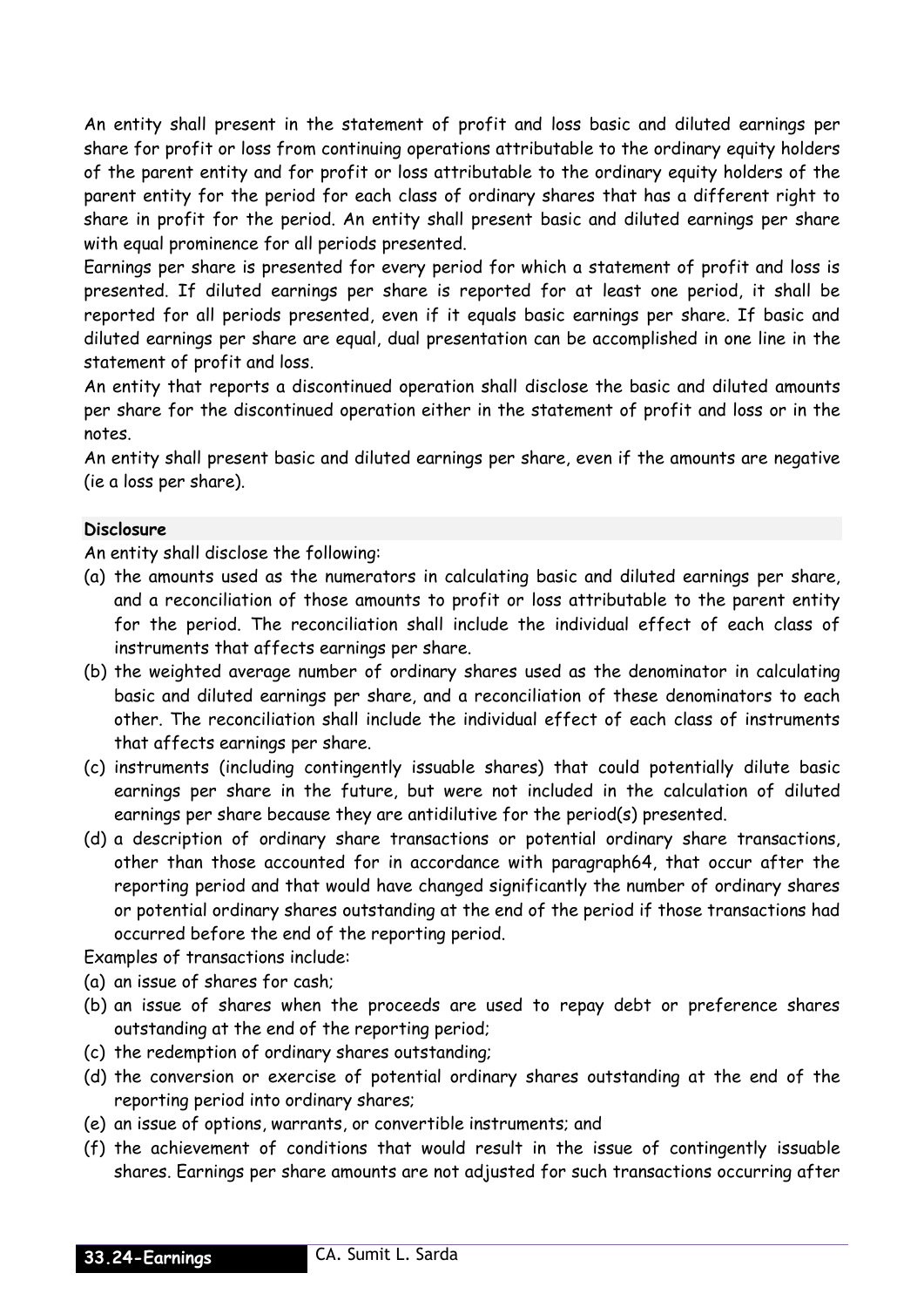An entity shall present in the statement of profit and loss basic and diluted earnings per share for profit or loss from continuing operations attributable to the ordinary equity holders of the parent entity and for profit or loss attributable to the ordinary equity holders of the parent entity for the period for each class of ordinary shares that has a different right to share in profit for the period. An entity shall present basic and diluted earnings per share with equal prominence for all periods presented.

Earnings per share is presented for every period for which a statement of profit and loss is presented. If diluted earnings per share is reported for at least one period, it shall be reported for all periods presented, even if it equals basic earnings per share. If basic and diluted earnings per share are equal, dual presentation can be accomplished in one line in the statement of profit and loss.

An entity that reports a discontinued operation shall disclose the basic and diluted amounts per share for the discontinued operation either in the statement of profit and loss or in the notes.

An entity shall present basic and diluted earnings per share, even if the amounts are negative (ie a loss per share).

**Disclosure**

An entity shall disclose the following:

(a) the amounts used as the numerators in calculating basic and diluted earnings per share, and a reconciliation of those amounts to profit or loss attributable to the parent entity for the period. The reconciliation shall include the individual effect of each class of instruments that affects earnings per share.

(b) the weighted average number of ordinary shares used as the denominator in calculating basic and diluted earnings per share, and a reconciliation of these denominators to each other. The reconciliation shall include the individual effect of each class of instruments that affects earnings per share.

(c) instruments (including contingently issuable shares) that could potentially dilute basic earnings per share in the future, but were not included in the calculation of diluted earnings per share because they are antidilutive for the period(s) presented.

(d) a description of ordinary share transactions or potential ordinary share transactions, other than those accounted for in accordance with paragraph64, that occur after the reporting period and that would have changed significantly the number of ordinary shares or potential ordinary shares outstanding at the end of the period if those transactions had occurred before the end of the reporting period.

Examples of transactions include:

(a) an issue of shares for cash;

(b) an issue of shares when the proceeds are used to repay debt or preference shares outstanding at the end of the reporting period;

(c) the redemption of ordinary shares outstanding;

(d) the conversion or exercise of potential ordinary shares outstanding at the end of the reporting period into ordinary shares;

(e) an issue of options, warrants, or convertible instruments; and

(f) the achievement of conditions that would result in the issue of contingently issuable shares. Earnings per share amounts are not adjusted for such transactions occurring after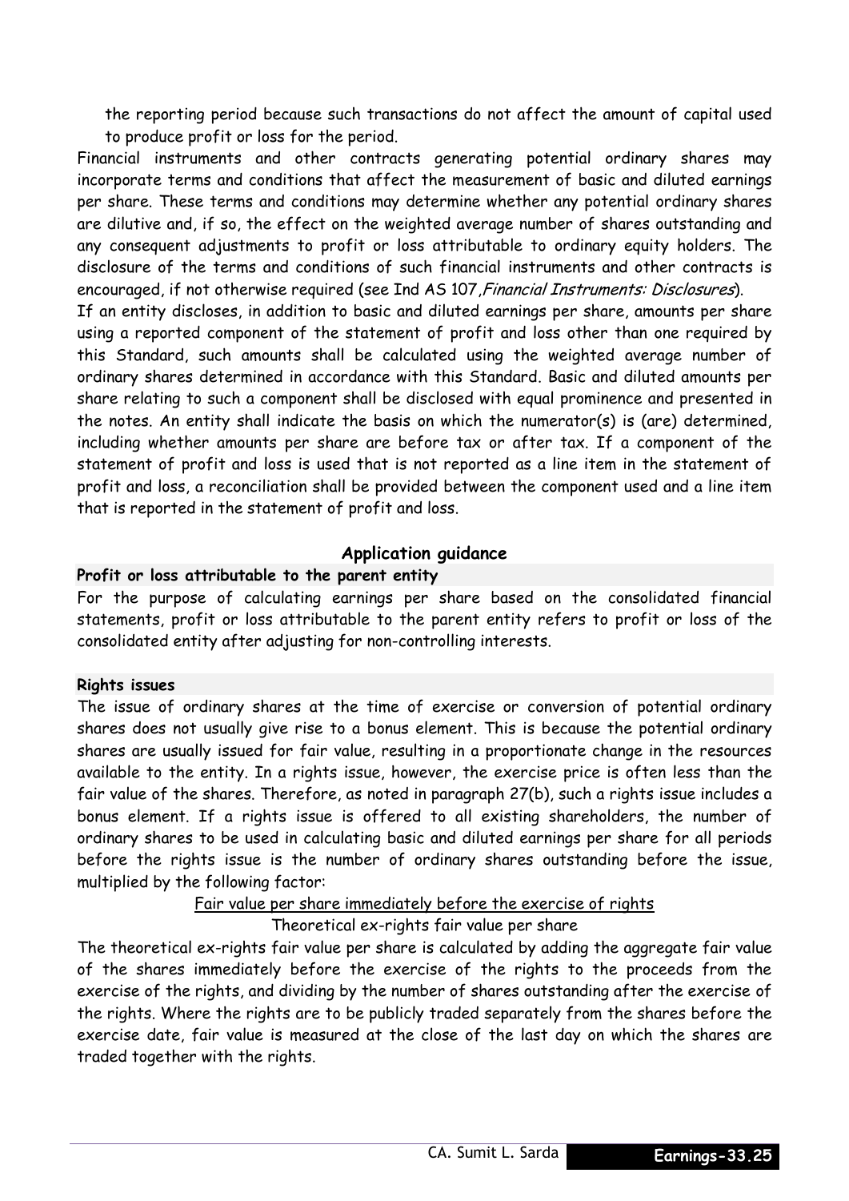the reporting period because such transactions do not affect the amount of capital used to produce profit or loss for the period.

Financial instruments and other contracts generating potential ordinary shares may incorporate terms and conditions that affect the measurement of basic and diluted earnings per share. These terms and conditions may determine whether any potential ordinary shares are dilutive and, if so, the effect on the weighted average number of shares outstanding and any consequent adjustments to profit or loss attributable to ordinary equity holders. The disclosure of the terms and conditions of such financial instruments and other contracts is encouraged, if not otherwise required (see Ind AS 107, *Financial Instruments: Disclosures*).

If an entity discloses, in addition to basic and diluted earnings per share, amounts per share using a reported component of the statement of profit and loss other than one required by this Standard, such amounts shall be calculated using the weighted average number of ordinary shares determined in accordance with this Standard. Basic and diluted amounts per share relating to such a component shall be disclosed with equal prominence and presented in the notes. An entity shall indicate the basis on which the numerator(s) is (are) determined, including whether amounts per share are before tax or after tax. If a component of the statement of profit and loss is used that is not reported as a line item in the statement of profit and loss, a reconciliation shall be provided between the component used and a line item that is reported in the statement of profit and loss.

## Application guidance

### Profit or loss attributable to the parent entity

For the purpose of calculating earnings per share based on the consolidated financial statements, profit or loss attributable to the parent entity refers to profit or loss of the consolidated entity after adjusting for non-controlling interests.

### Rights issues

The issue of ordinary shares at the time of exercise or conversion of potential ordinary shares does not usually give rise to a bonus element. This is because the potential ordinary shares are usually issued for fair value, resulting in a proportionate change in the resources available to the entity. In a rights issue, however, the exercise price is often less than the fair value of the shares. Therefore, as noted in paragraph 27(b), such a rights issue includes a bonus element. If a rights issue is offered to all existing shareholders, the number of ordinary shares to be used in calculating basic and diluted earnings per share for all periods before the rights issue is the number of ordinary shares outstanding before the issue, multiplied by the following factor:

$$\frac{\text{Fair value per share immediately before the exercise of rights}}{\text{Theoretical ex-rights fair value per share}}$$

The theoretical ex-rights fair value per share is calculated by adding the aggregate fair value of the shares immediately before the exercise of the rights to the proceeds from the exercise of the rights, and dividing by the number of shares outstanding after the exercise of the rights. Where the rights are to be publicly traded separately from the shares before the exercise date, fair value is measured at the close of the last day on which the shares are traded together with the rights.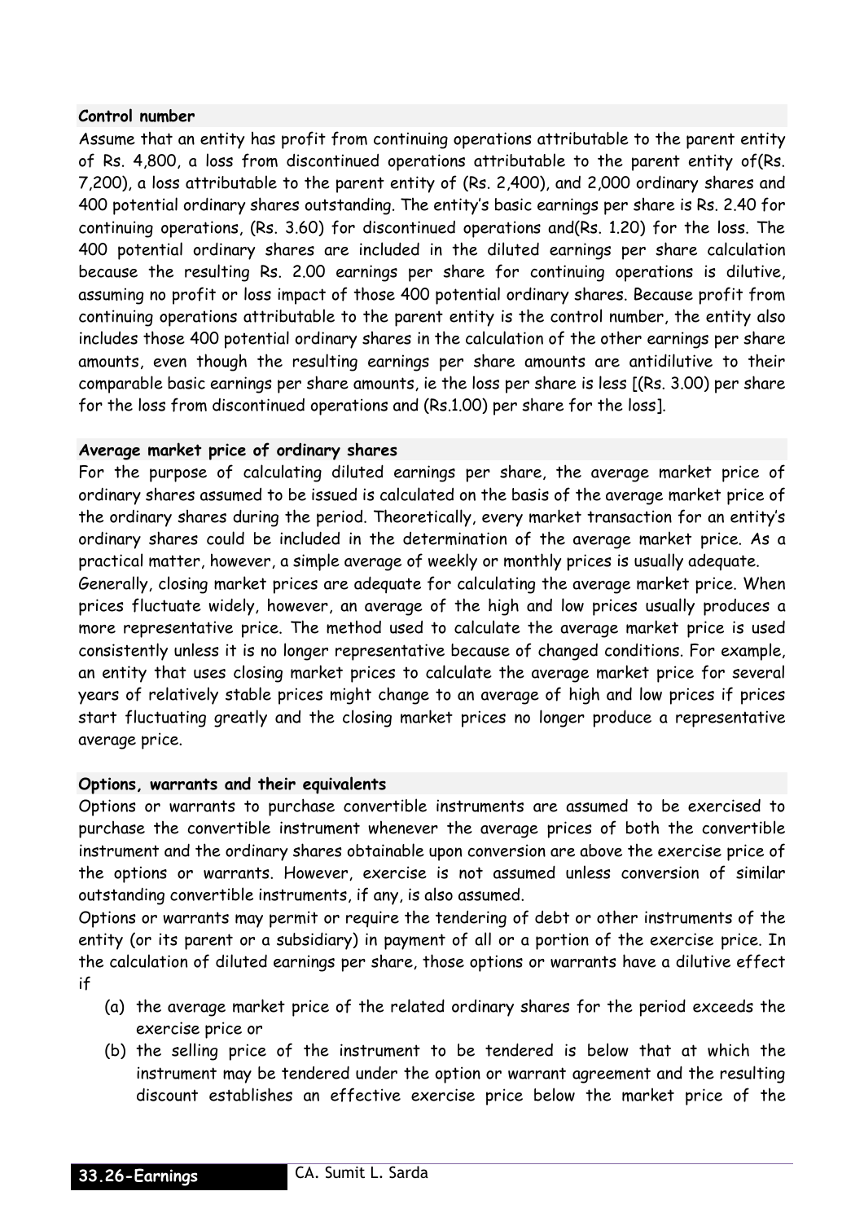### Control number

Assume that an entity has profit from continuing operations attributable to the parent entity of Rs. 4,800, a loss from discontinued operations attributable to the parent entity of(Rs. 7,200), a loss attributable to the parent entity of (Rs. 2,400), and 2,000 ordinary shares and 400 potential ordinary shares outstanding. The entity's basic earnings per share is Rs. 2.40 for continuing operations, (Rs. 3.60) for discontinued operations and(Rs. 1.20) for the loss. The 400 potential ordinary shares are included in the diluted earnings per share calculation because the resulting Rs. 2.00 earnings per share for continuing operations is dilutive, assuming no profit or loss impact of those 400 potential ordinary shares. Because profit from continuing operations attributable to the parent entity is the control number, the entity also includes those 400 potential ordinary shares in the calculation of the other earnings per share amounts, even though the resulting earnings per share amounts are antidilutive to their comparable basic earnings per share amounts, ie the loss per share is less [(Rs. 3.00) per share for the loss from discontinued operations and (Rs.1.00) per share for the loss].

### Average market price of ordinary shares

For the purpose of calculating diluted earnings per share, the average market price of ordinary shares assumed to be issued is calculated on the basis of the average market price of the ordinary shares during the period. Theoretically, every market transaction for an entity's ordinary shares could be included in the determination of the average market price. As a practical matter, however, a simple average of weekly or monthly prices is usually adequate.

Generally, closing market prices are adequate for calculating the average market price. When prices fluctuate widely, however, an average of the high and low prices usually produces a more representative price. The method used to calculate the average market price is used consistently unless it is no longer representative because of changed conditions. For example, an entity that uses closing market prices to calculate the average market price for several years of relatively stable prices might change to an average of high and low prices if prices start fluctuating greatly and the closing market prices no longer produce a representative average price.

### Options, warrants and their equivalents

Options or warrants to purchase convertible instruments are assumed to be exercised to purchase the convertible instrument whenever the average prices of both the convertible instrument and the ordinary shares obtainable upon conversion are above the exercise price of the options or warrants. However, exercise is not assumed unless conversion of similar outstanding convertible instruments, if any, is also assumed.

Options or warrants may permit or require the tendering of debt or other instruments of the entity (or its parent or a subsidiary) in payment of all or a portion of the exercise price. In the calculation of diluted earnings per share, those options or warrants have a dilutive effect if

(a) the average market price of the related ordinary shares for the period exceeds the exercise price or

(b) the selling price of the instrument to be tendered is below that at which the instrument may be tendered under the option or warrant agreement and the resulting discount establishes an effective exercise price below the market price of the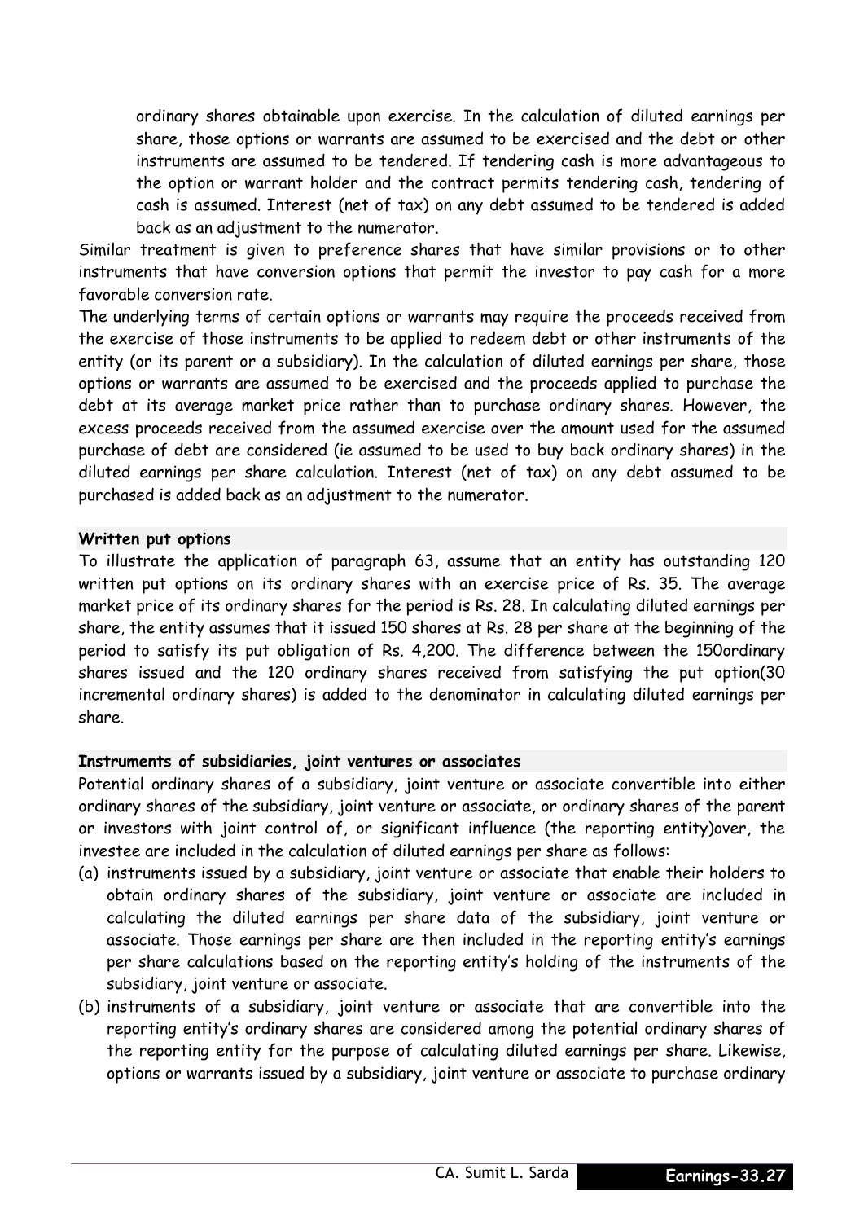ordinary shares obtainable upon exercise. In the calculation of diluted earnings per share, those options or warrants are assumed to be exercised and the debt or other instruments are assumed to be tendered. If tendering cash is more advantageous to the option or warrant holder and the contract permits tendering cash, tendering of cash is assumed. Interest (net of tax) on any debt assumed to be tendered is added back as an adjustment to the numerator.

Similar treatment is given to preference shares that have similar provisions or to other instruments that have conversion options that permit the investor to pay cash for a more favorable conversion rate.

The underlying terms of certain options or warrants may require the proceeds received from the exercise of those instruments to be applied to redeem debt or other instruments of the entity (or its parent or a subsidiary). In the calculation of diluted earnings per share, those options or warrants are assumed to be exercised and the proceeds applied to purchase the debt at its average market price rather than to purchase ordinary shares. However, the excess proceeds received from the assumed exercise over the amount used for the assumed purchase of debt are considered (ie assumed to be used to buy back ordinary shares) in the diluted earnings per share calculation. Interest (net of tax) on any debt assumed to be purchased is added back as an adjustment to the numerator.

**Written put options**

To illustrate the application of paragraph 63, assume that an entity has outstanding 120 written put options on its ordinary shares with an exercise price of Rs. 35. The average market price of its ordinary shares for the period is Rs. 28. In calculating diluted earnings per share, the entity assumes that it issued 150 shares at Rs. 28 per share at the beginning of the period to satisfy its put obligation of Rs. 4,200. The difference between the 150ordinary shares issued and the 120 ordinary shares received from satisfying the put option(30 incremental ordinary shares) is added to the denominator in calculating diluted earnings per share.

**Instruments of subsidiaries, joint ventures or associates**

Potential ordinary shares of a subsidiary, joint venture or associate convertible into either ordinary shares of the subsidiary, joint venture or associate, or ordinary shares of the parent or investors with joint control of, or significant influence (the reporting entity)over, the investee are included in the calculation of diluted earnings per share as follows:

(a) instruments issued by a subsidiary, joint venture or associate that enable their holders to obtain ordinary shares of the subsidiary, joint venture or associate are included in calculating the diluted earnings per share data of the subsidiary, joint venture or associate. Those earnings per share are then included in the reporting entity's earnings per share calculations based on the reporting entity's holding of the instruments of the subsidiary, joint venture or associate.

(b) instruments of a subsidiary, joint venture or associate that are convertible into the reporting entity's ordinary shares are considered among the potential ordinary shares of the reporting entity for the purpose of calculating diluted earnings per share. Likewise, options or warrants issued by a subsidiary, joint venture or associate to purchase ordinary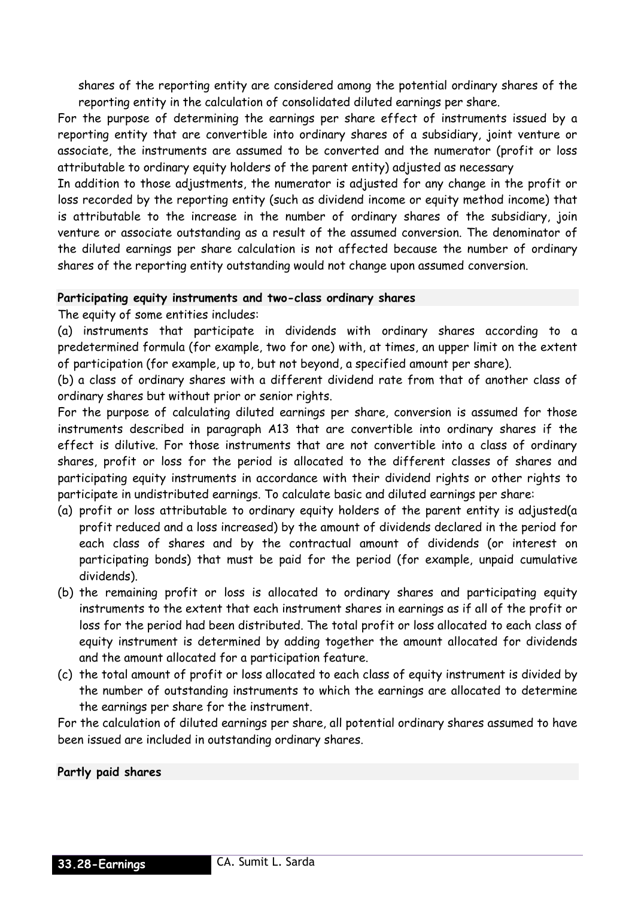shares of the reporting entity are considered among the potential ordinary shares of the reporting entity in the calculation of consolidated diluted earnings per share.

For the purpose of determining the earnings per share effect of instruments issued by a reporting entity that are convertible into ordinary shares of a subsidiary, joint venture or associate, the instruments are assumed to be converted and the numerator (profit or loss attributable to ordinary equity holders of the parent entity) adjusted as necessary

In addition to those adjustments, the numerator is adjusted for any change in the profit or loss recorded by the reporting entity (such as dividend income or equity method income) that is attributable to the increase in the number of ordinary shares of the subsidiary, join venture or associate outstanding as a result of the assumed conversion. The denominator of the diluted earnings per share calculation is not affected because the number of ordinary shares of the reporting entity outstanding would not change upon assumed conversion.

**Participating equity instruments and two-class ordinary shares**

The equity of some entities includes:

(a) instruments that participate in dividends with ordinary shares according to a predetermined formula (for example, two for one) with, at times, an upper limit on the extent of participation (for example, up to, but not beyond, a specified amount per share).

(b) a class of ordinary shares with a different dividend rate from that of another class of ordinary shares but without prior or senior rights.

For the purpose of calculating diluted earnings per share, conversion is assumed for those instruments described in paragraph A13 that are convertible into ordinary shares if the effect is dilutive. For those instruments that are not convertible into a class of ordinary shares, profit or loss for the period is allocated to the different classes of shares and participating equity instruments in accordance with their dividend rights or other rights to participate in undistributed earnings. To calculate basic and diluted earnings per share:

(a) profit or loss attributable to ordinary equity holders of the parent entity is adjusted(a profit reduced and a loss increased) by the amount of dividends declared in the period for each class of shares and by the contractual amount of dividends (or interest on participating bonds) that must be paid for the period (for example, unpaid cumulative dividends).

(b) the remaining profit or loss is allocated to ordinary shares and participating equity instruments to the extent that each instrument shares in earnings as if all of the profit or loss for the period had been distributed. The total profit or loss allocated to each class of equity instrument is determined by adding together the amount allocated for dividends and the amount allocated for a participation feature.

(c) the total amount of profit or loss allocated to each class of equity instrument is divided by the number of outstanding instruments to which the earnings are allocated to determine the earnings per share for the instrument.

For the calculation of diluted earnings per share, all potential ordinary shares assumed to have been issued are included in outstanding ordinary shares.

**Partly paid shares**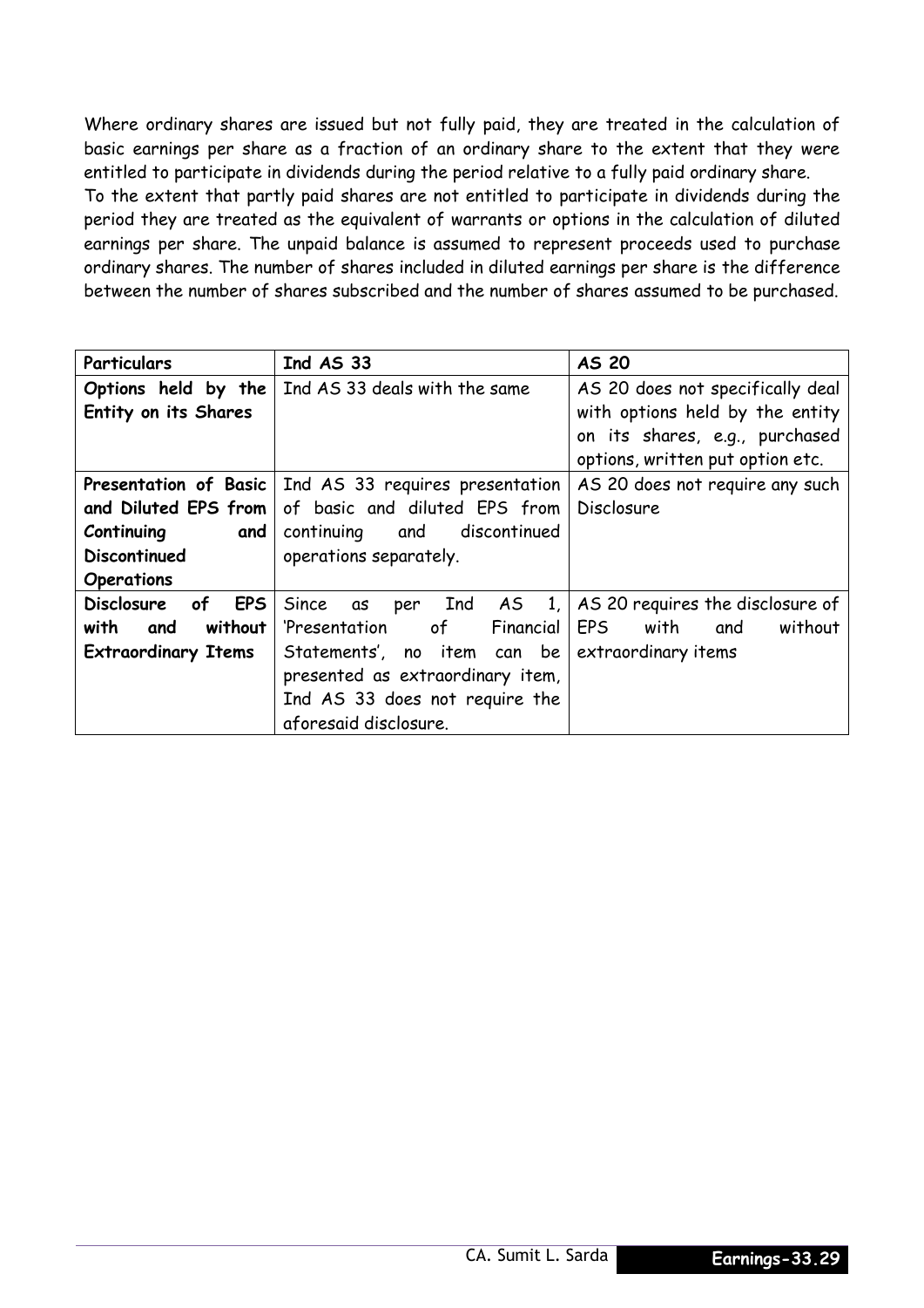Where ordinary shares are issued but not fully paid, they are treated in the calculation of basic earnings per share as a fraction of an ordinary share to the extent that they were entitled to participate in dividends during the period relative to a fully paid ordinary share.
To the extent that partly paid shares are not entitled to participate in dividends during the period they are treated as the equivalent of warrants or options in the calculation of diluted earnings per share. The unpaid balance is assumed to represent proceeds used to purchase ordinary shares. The number of shares included in diluted earnings per share is the difference between the number of shares subscribed and the number of shares assumed to be purchased.

| Particulars | Ind AS 33 | AS 20 |
|---|---|---|
| **Options held by the Entity on its Shares** | Ind AS 33 deals with the same | AS 20 does not specifically deal with options held by the entity on its shares, e.g., purchased options, written put option etc. |
| **Presentation of Basic and Diluted EPS from Continuing and Discontinued Operations** | Ind AS 33 requires presentation of basic and diluted EPS from continuing and discontinued operations separately. | AS 20 does not require any such Disclosure |
| **Disclosure of EPS with and without Extraordinary Items** | Since as per Ind AS 1, 'Presentation of Financial Statements', no item can be presented as extraordinary item, Ind AS 33 does not require the aforesaid disclosure. | AS 20 requires the disclosure of EPS with and without extraordinary items |